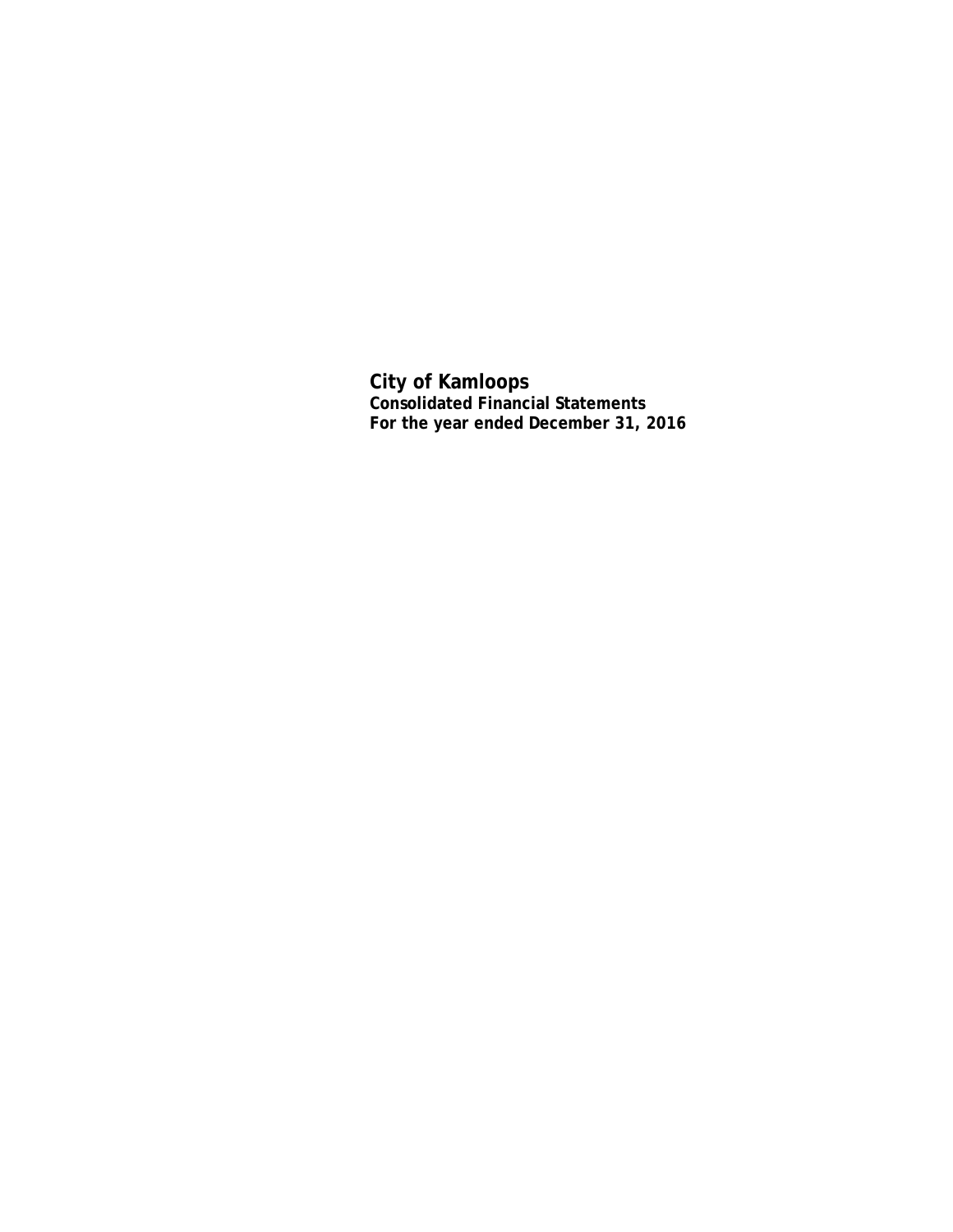# City of Kamloops

**Consolidated Financial Statements**
**For the year ended December 31, 2016**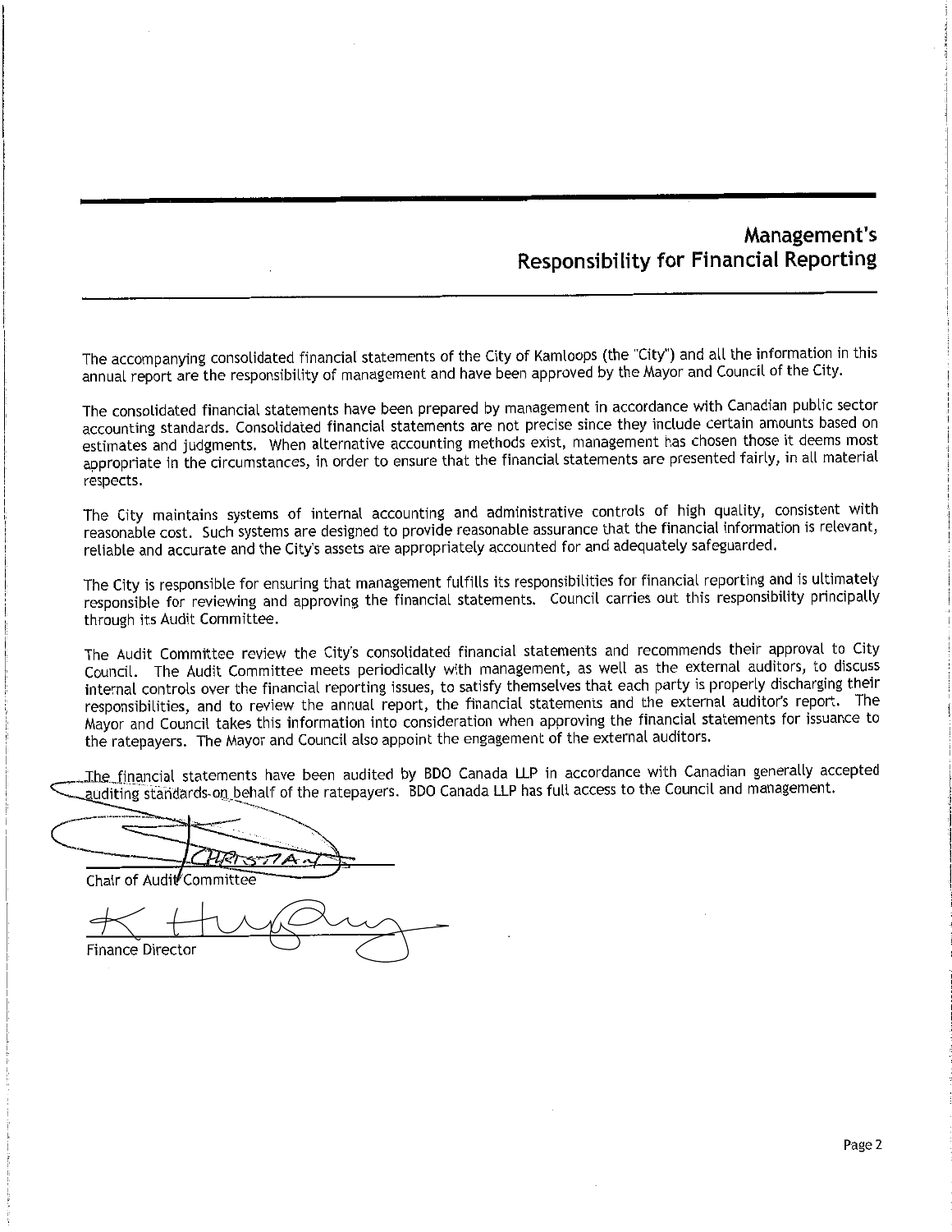# Management's Responsibility for Financial Reporting

The accompanying consolidated financial statements of the City of Kamloops (the "City") and all the information in this annual report are the responsibility of management and have been approved by the Mayor and Council of the City.

The consolidated financial statements have been prepared by management in accordance with Canadian public sector accounting standards. Consolidated financial statements are not precise since they include certain amounts based on estimates and judgments. When alternative accounting methods exist, management has chosen those it deems most appropriate in the circumstances, in order to ensure that the financial statements are presented fairly, in all material respects.

The City maintains systems of internal accounting and administrative controls of high quality, consistent with reasonable cost. Such systems are designed to provide reasonable assurance that the financial information is relevant, reliable and accurate and the City's assets are appropriately accounted for and adequately safeguarded.

The City is responsible for ensuring that management fulfills its responsibilities for financial reporting and is ultimately responsible for reviewing and approving the financial statements. Council carries out this responsibility principally through its Audit Committee.

The Audit Committee review the City's consolidated financial statements and recommends their approval to City Council. The Audit Committee meets periodically with management, as well as the external auditors, to discuss internal controls over the financial reporting issues, to satisfy themselves that each party is properly discharging their responsibilities, and to review the annual report, the financial statements and the external auditor's report. The Mayor and Council takes this information into consideration when approving the financial statements for issuance to the ratepayers. The Mayor and Council also appoint the engagement of the external auditors.

The financial statements have been audited by BDO Canada LLP in accordance with Canadian generally accepted auditing standards on behalf of the ratepayers. BDO Canada LLP has full access to the Council and management.

Chair of Audit Committee

Finance Director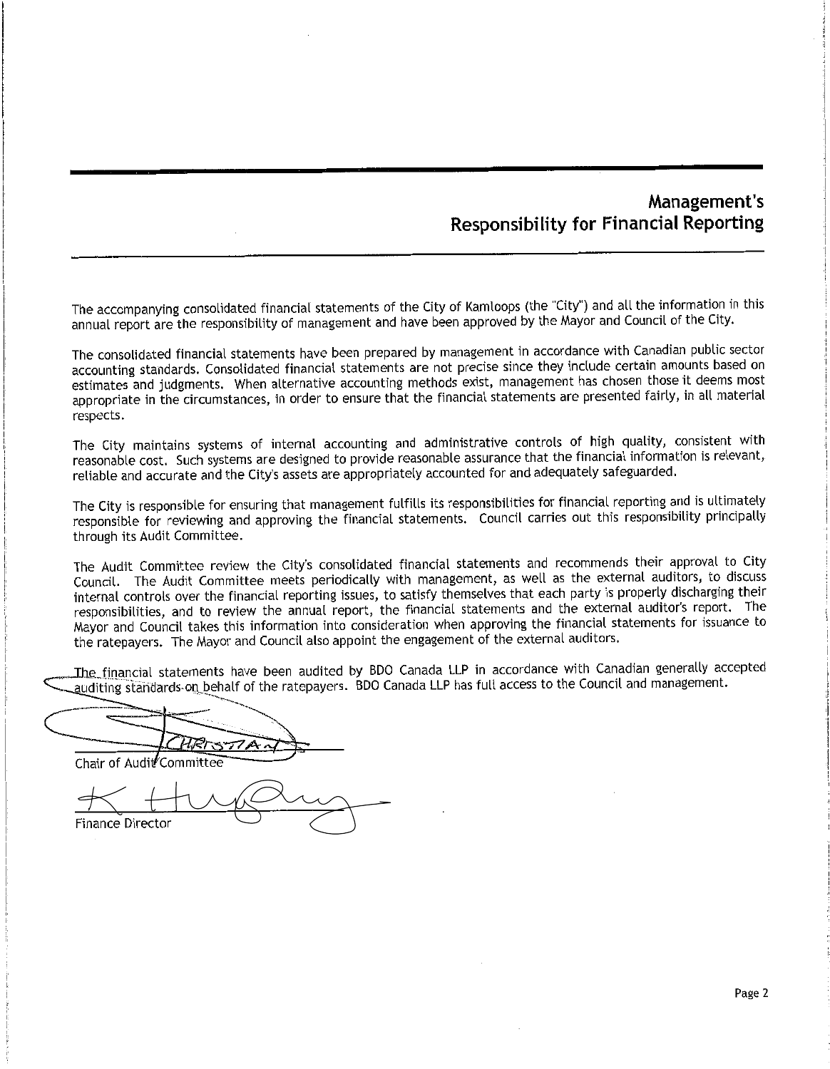# Management's Responsibility for Financial Reporting

The accompanying consolidated financial statements of the City of Kamloops (the "City") and all the information in this annual report are the responsibility of management and have been approved by the Mayor and Council of the City.

The consolidated financial statements have been prepared by management in accordance with Canadian public sector accounting standards. Consolidated financial statements are not precise since they include certain amounts based on estimates and judgments. When alternative accounting methods exist, management has chosen those it deems most appropriate in the circumstances, in order to ensure that the financial statements are presented fairly, in all material respects.

The City maintains systems of internal accounting and administrative controls of high quality, consistent with reasonable cost. Such systems are designed to provide reasonable assurance that the financial information is relevant, reliable and accurate and the City's assets are appropriately accounted for and adequately safeguarded.

The City is responsible for ensuring that management fulfills its responsibilities for financial reporting and is ultimately responsible for reviewing and approving the financial statements. Council carries out this responsibility principally through its Audit Committee.

The Audit Committee review the City's consolidated financial statements and recommends their approval to City Council. The Audit Committee meets periodically with management, as well as the external auditors, to discuss internal controls over the financial reporting issues, to satisfy themselves that each party is properly discharging their responsibilities, and to review the annual report, the financial statements and the external auditor's report. The Mayor and Council takes this information into consideration when approving the financial statements for issuance to the ratepayers. The Mayor and Council also appoint the engagement of the external auditors.

The financial statements have been audited by BDO Canada LLP in accordance with Canadian generally accepted auditing standards on behalf of the ratepayers. BDO Canada LLP has full access to the Council and management.

Chair of Audit Committee

Finance Director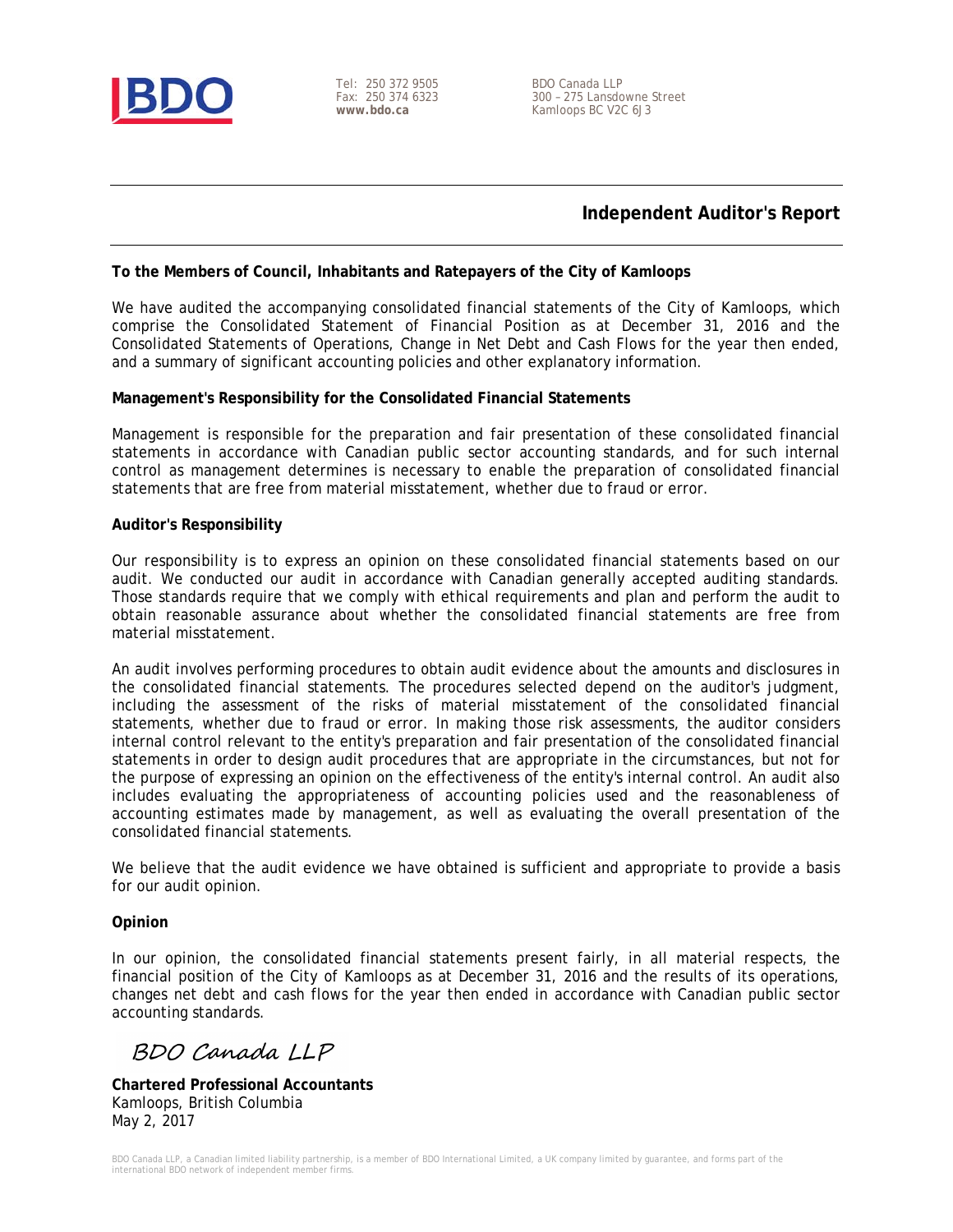Tel: 250 372 9505
Fax: 250 374 6323
**www.bdo.ca**

BDO Canada LLP
300 – 275 Lansdowne Street
Kamloops BC V2C 6J3

## Independent Auditor's Report

**To the Members of Council, Inhabitants and Ratepayers of the City of Kamloops**

We have audited the accompanying consolidated financial statements of the City of Kamloops, which comprise the Consolidated Statement of Financial Position as at December 31, 2016 and the Consolidated Statements of Operations, Change in Net Debt and Cash Flows for the year then ended, and a summary of significant accounting policies and other explanatory information.

**Management's Responsibility for the Consolidated Financial Statements**

Management is responsible for the preparation and fair presentation of these consolidated financial statements in accordance with Canadian public sector accounting standards, and for such internal control as management determines is necessary to enable the preparation of consolidated financial statements that are free from material misstatement, whether due to fraud or error.

**Auditor's Responsibility**

Our responsibility is to express an opinion on these consolidated financial statements based on our audit. We conducted our audit in accordance with Canadian generally accepted auditing standards. Those standards require that we comply with ethical requirements and plan and perform the audit to obtain reasonable assurance about whether the consolidated financial statements are free from material misstatement.

An audit involves performing procedures to obtain audit evidence about the amounts and disclosures in the consolidated financial statements. The procedures selected depend on the auditor's judgment, including the assessment of the risks of material misstatement of the consolidated financial statements, whether due to fraud or error. In making those risk assessments, the auditor considers internal control relevant to the entity's preparation and fair presentation of the consolidated financial statements in order to design audit procedures that are appropriate in the circumstances, but not for the purpose of expressing an opinion on the effectiveness of the entity's internal control. An audit also includes evaluating the appropriateness of accounting policies used and the reasonableness of accounting estimates made by management, as well as evaluating the overall presentation of the consolidated financial statements.

We believe that the audit evidence we have obtained is sufficient and appropriate to provide a basis for our audit opinion.

**Opinion**

In our opinion, the consolidated financial statements present fairly, in all material respects, the financial position of the City of Kamloops as at December 31, 2016 and the results of its operations, changes net debt and cash flows for the year then ended in accordance with Canadian public sector accounting standards.

BDO Canada LLP

**Chartered Professional Accountants**
Kamloops, British Columbia
May 2, 2017

BDO Canada LLP, a Canadian limited liability partnership, is a member of BDO International Limited, a UK company limited by guarantee, and forms part of the international BDO network of independent member firms.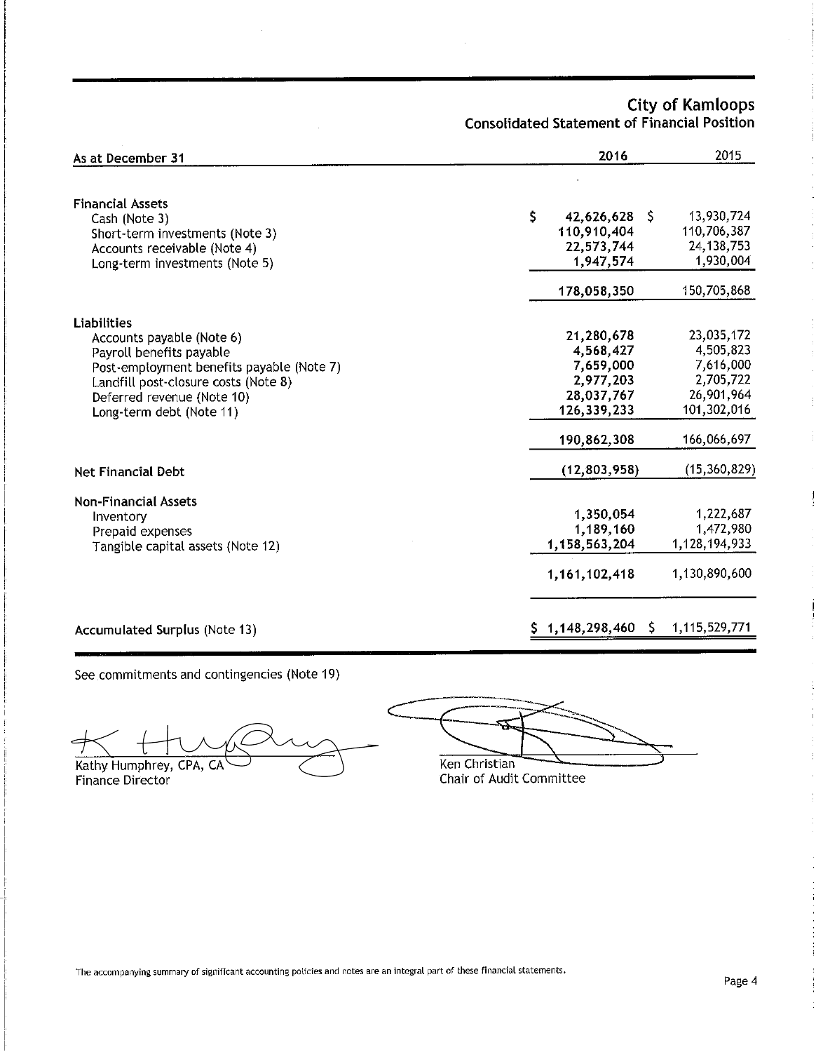# City of Kamloops

## Consolidated Statement of Financial Position

| As at December 31 | 2016 | 2015 |
|---|---|---|
| **Financial Assets** | | |
| Cash (Note 3) | $ 42,626,628 | $ 13,930,724 |
| Short-term investments (Note 3) | 110,910,404 | 110,706,387 |
| Accounts receivable (Note 4) | 22,573,744 | 24,138,753 |
| Long-term investments (Note 5) | 1,947,574 | 1,930,004 |
| | 178,058,350 | 150,705,868 |
| **Liabilities** | | |
| Accounts payable (Note 6) | 21,280,678 | 23,035,172 |
| Payroll benefits payable | 4,568,427 | 4,505,823 |
| Post-employment benefits payable (Note 7) | 7,659,000 | 7,616,000 |
| Landfill post-closure costs (Note 8) | 2,977,203 | 2,705,722 |
| Deferred revenue (Note 10) | 28,037,767 | 26,901,964 |
| Long-term debt (Note 11) | 126,339,233 | 101,302,016 |
| | 190,862,308 | 166,066,697 |
| **Net Financial Debt** | (12,803,958) | (15,360,829) |
| **Non-Financial Assets** | | |
| Inventory | 1,350,054 | 1,222,687 |
| Prepaid expenses | 1,189,160 | 1,472,980 |
| Tangible capital assets (Note 12) | 1,158,563,204 | 1,128,194,933 |
| | 1,161,102,418 | 1,130,890,600 |
| **Accumulated Surplus** (Note 13) | $ 1,148,298,460 | $ 1,115,529,771 |

See commitments and contingencies (Note 19)

Kathy Humphrey, CPA, CA
Finance Director

Ken Christian
Chair of Audit Committee

The accompanying summary of significant accounting policies and notes are an integral part of these financial statements.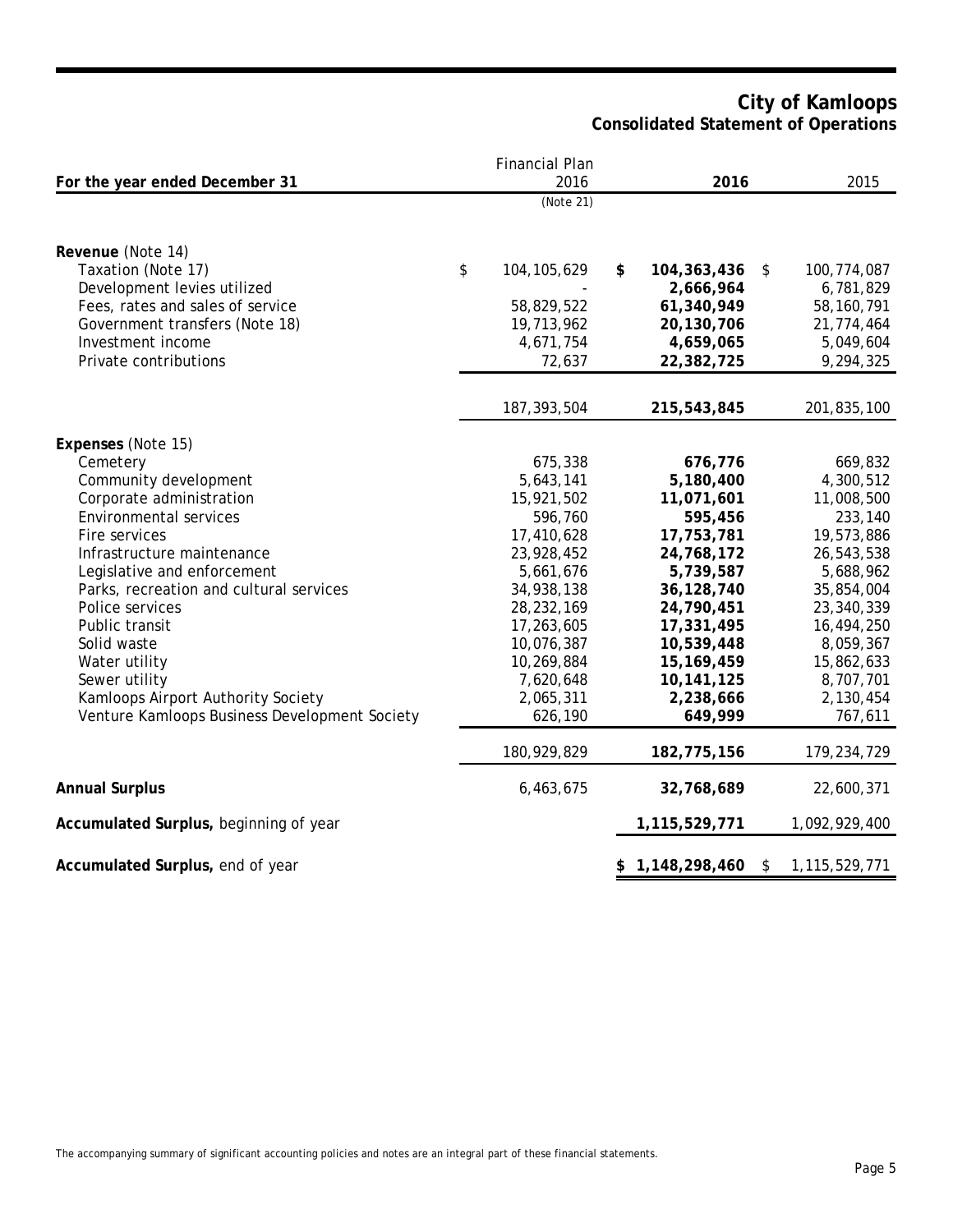# City of Kamloops
## Consolidated Statement of Operations

| For the year ended December 31 | Financial Plan 2016 (Note 21) | **2016** | 2015 |
|---|---|---|---|
| **Revenue** (Note 14) | | | |
| Taxation (Note 17) | $ 104,105,629 | **$ 104,363,436** | $ 100,774,087 |
| Development levies utilized | - | **2,666,964** | 6,781,829 |
| Fees, rates and sales of service | 58,829,522 | **61,340,949** | 58,160,791 |
| Government transfers (Note 18) | 19,713,962 | **20,130,706** | 21,774,464 |
| Investment income | 4,671,754 | **4,659,065** | 5,049,604 |
| Private contributions | 72,637 | **22,382,725** | 9,294,325 |
| | 187,393,504 | **215,543,845** | 201,835,100 |
| **Expenses** (Note 15) | | | |
| Cemetery | 675,338 | **676,776** | 669,832 |
| Community development | 5,643,141 | **5,180,400** | 4,300,512 |
| Corporate administration | 15,921,502 | **11,071,601** | 11,008,500 |
| Environmental services | 596,760 | **595,456** | 233,140 |
| Fire services | 17,410,628 | **17,753,781** | 19,573,886 |
| Infrastructure maintenance | 23,928,452 | **24,768,172** | 26,543,538 |
| Legislative and enforcement | 5,661,676 | **5,739,587** | 5,688,962 |
| Parks, recreation and cultural services | 34,938,138 | **36,128,740** | 35,854,004 |
| Police services | 28,232,169 | **24,790,451** | 23,340,339 |
| Public transit | 17,263,605 | **17,331,495** | 16,494,250 |
| Solid waste | 10,076,387 | **10,539,448** | 8,059,367 |
| Water utility | 10,269,884 | **15,169,459** | 15,862,633 |
| Sewer utility | 7,620,648 | **10,141,125** | 8,707,701 |
| Kamloops Airport Authority Society | 2,065,311 | **2,238,666** | 2,130,454 |
| Venture Kamloops Business Development Society | 626,190 | **649,999** | 767,611 |
| | 180,929,829 | **182,775,156** | 179,234,729 |
| **Annual Surplus** | 6,463,675 | **32,768,689** | 22,600,371 |
| **Accumulated Surplus,** beginning of year | | **1,115,529,771** | 1,092,929,400 |
| **Accumulated Surplus,** end of year | | **$ 1,148,298,460** | $ 1,115,529,771 |

The accompanying summary of significant accounting policies and notes are an integral part of these financial statements.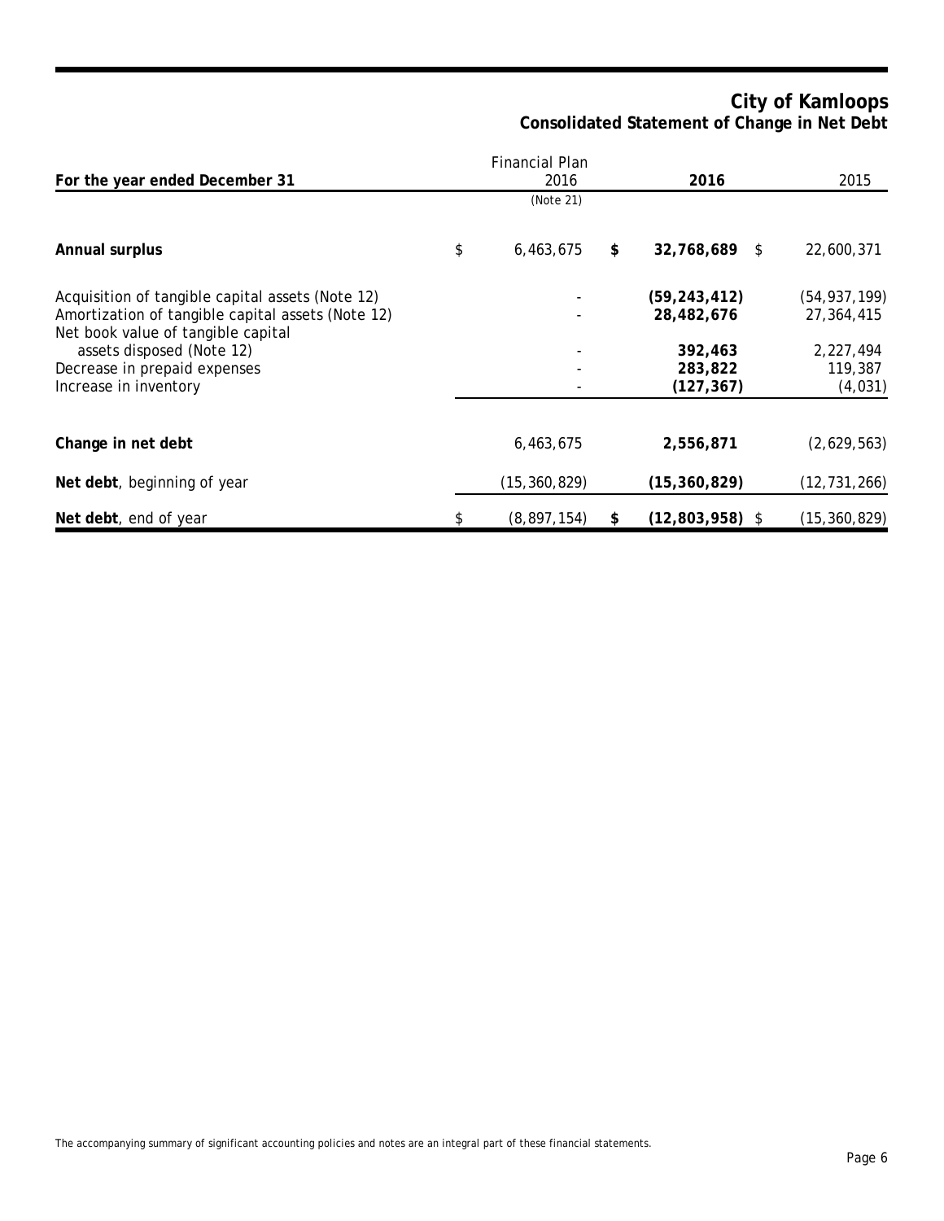# City of Kamloops
## Consolidated Statement of Change in Net Debt

| For the year ended December 31 | Financial Plan 2016 (Note 21) | **2016** | 2015 |
|---|---|---|---|
| **Annual surplus** | $ 6,463,675 | **$ 32,768,689** | $ 22,600,371 |
| Acquisition of tangible capital assets (Note 12) | - | **(59,243,412)** | (54,937,199) |
| Amortization of tangible capital assets (Note 12) | - | **28,482,676** | 27,364,415 |
| Net book value of tangible capital assets disposed (Note 12) | - | **392,463** | 2,227,494 |
| Decrease in prepaid expenses | - | **283,822** | 119,387 |
| Increase in inventory | - | **(127,367)** | (4,031) |
| **Change in net debt** | 6,463,675 | **2,556,871** | (2,629,563) |
| **Net debt**, beginning of year | (15,360,829) | **(15,360,829)** | (12,731,266) |
| **Net debt**, end of year | $ (8,897,154) | **$ (12,803,958)** | $ (15,360,829) |

The accompanying summary of significant accounting policies and notes are an integral part of these financial statements.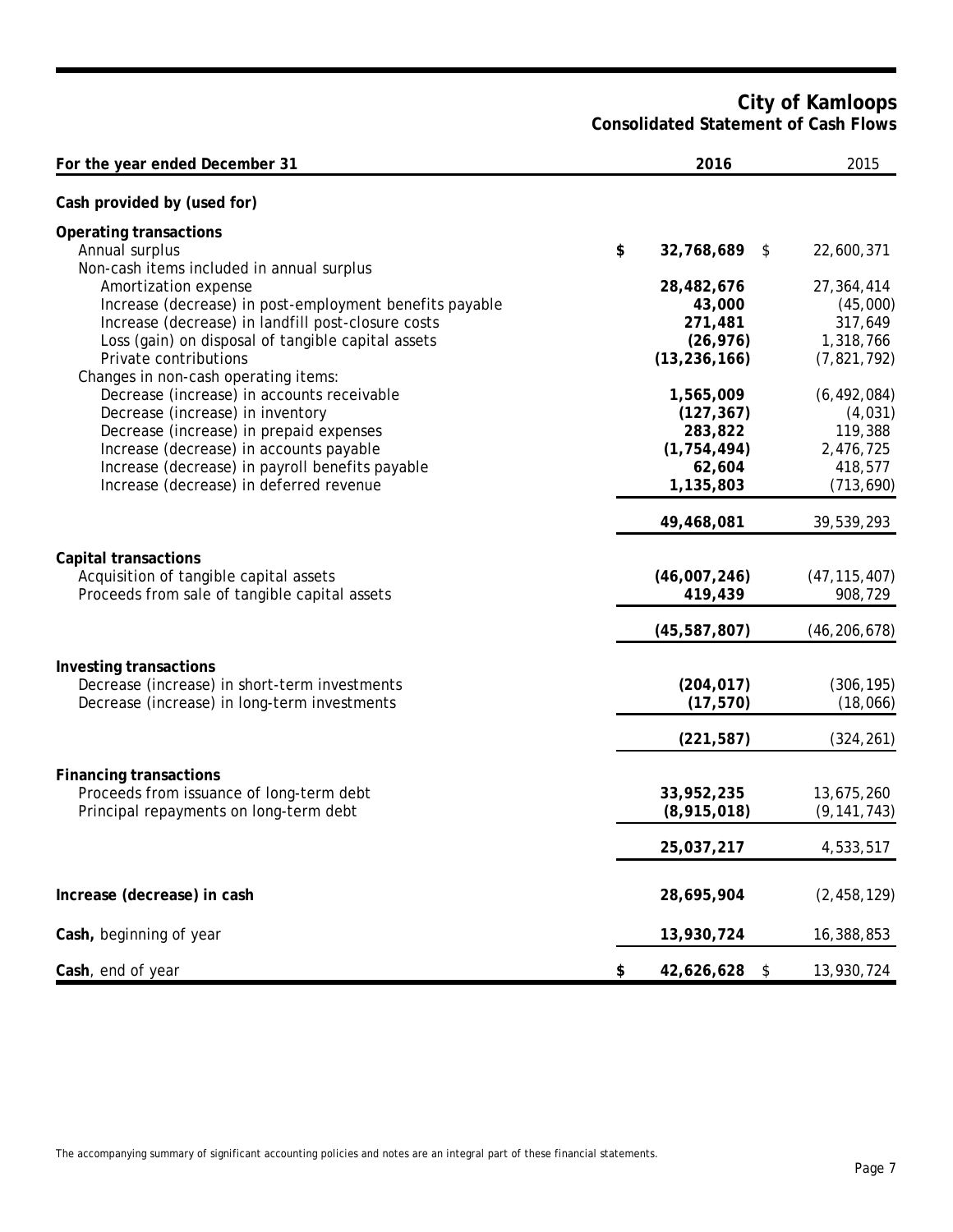# City of Kamloops
## Consolidated Statement of Cash Flows

| For the year ended December 31 | 2016 | 2015 |
|---|---|---|
| **Cash provided by (used for)** | | |
| **Operating transactions** | | |
| Annual surplus | $ 32,768,689 | $ 22,600,371 |
| Non-cash items included in annual surplus | | |
| Amortization expense | 28,482,676 | 27,364,414 |
| Increase (decrease) in post-employment benefits payable | 43,000 | (45,000) |
| Increase (decrease) in landfill post-closure costs | 271,481 | 317,649 |
| Loss (gain) on disposal of tangible capital assets | (26,976) | 1,318,766 |
| Private contributions | (13,236,166) | (7,821,792) |
| Changes in non-cash operating items: | | |
| Decrease (increase) in accounts receivable | 1,565,009 | (6,492,084) |
| Decrease (increase) in inventory | (127,367) | (4,031) |
| Decrease (increase) in prepaid expenses | 283,822 | 119,388 |
| Increase (decrease) in accounts payable | (1,754,494) | 2,476,725 |
| Increase (decrease) in payroll benefits payable | 62,604 | 418,577 |
| Increase (decrease) in deferred revenue | 1,135,803 | (713,690) |
| | 49,468,081 | 39,539,293 |
| **Capital transactions** | | |
| Acquisition of tangible capital assets | (46,007,246) | (47,115,407) |
| Proceeds from sale of tangible capital assets | 419,439 | 908,729 |
| | (45,587,807) | (46,206,678) |
| **Investing transactions** | | |
| Decrease (increase) in short-term investments | (204,017) | (306,195) |
| Decrease (increase) in long-term investments | (17,570) | (18,066) |
| | (221,587) | (324,261) |
| **Financing transactions** | | |
| Proceeds from issuance of long-term debt | 33,952,235 | 13,675,260 |
| Principal repayments on long-term debt | (8,915,018) | (9,141,743) |
| | 25,037,217 | 4,533,517 |
| **Increase (decrease) in cash** | 28,695,904 | (2,458,129) |
| **Cash,** beginning of year | 13,930,724 | 16,388,853 |
| **Cash**, end of year | $ 42,626,628 | $ 13,930,724 |

The accompanying summary of significant accounting policies and notes are an integral part of these financial statements.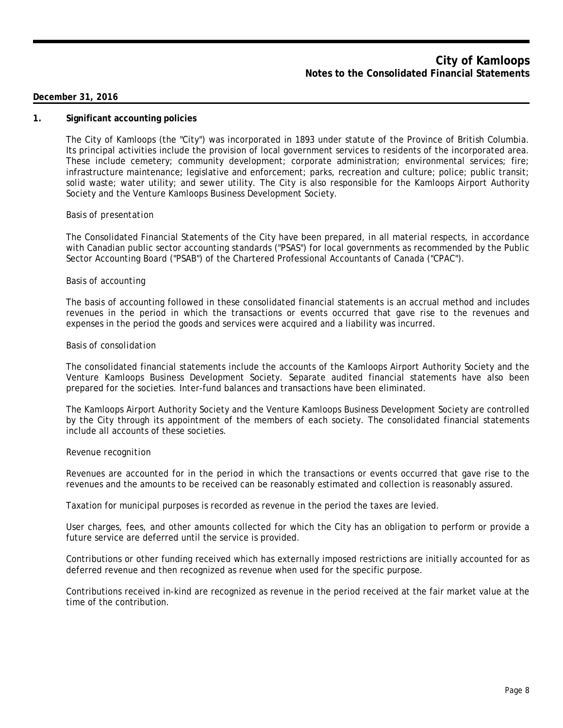# City of Kamloops
## Notes to the Consolidated Financial Statements

**December 31, 2016**

### 1. Significant accounting policies

The City of Kamloops (the "City") was incorporated in 1893 under statute of the Province of British Columbia. Its principal activities include the provision of local government services to residents of the incorporated area. These include cemetery; community development; corporate administration; environmental services; fire; infrastructure maintenance; legislative and enforcement; parks, recreation and culture; police; public transit; solid waste; water utility; and sewer utility. The City is also responsible for the Kamloops Airport Authority Society and the Venture Kamloops Business Development Society.

*Basis of presentation*

The Consolidated Financial Statements of the City have been prepared, in all material respects, in accordance with Canadian public sector accounting standards ("PSAS") for local governments as recommended by the Public Sector Accounting Board ("PSAB") of the Chartered Professional Accountants of Canada ("CPAC").

*Basis of accounting*

The basis of accounting followed in these consolidated financial statements is an accrual method and includes revenues in the period in which the transactions or events occurred that gave rise to the revenues and expenses in the period the goods and services were acquired and a liability was incurred.

*Basis of consolidation*

The consolidated financial statements include the accounts of the Kamloops Airport Authority Society and the Venture Kamloops Business Development Society. Separate audited financial statements have also been prepared for the societies. Inter-fund balances and transactions have been eliminated.

The Kamloops Airport Authority Society and the Venture Kamloops Business Development Society are controlled by the City through its appointment of the members of each society. The consolidated financial statements include all accounts of these societies.

*Revenue recognition*

Revenues are accounted for in the period in which the transactions or events occurred that gave rise to the revenues and the amounts to be received can be reasonably estimated and collection is reasonably assured.

Taxation for municipal purposes is recorded as revenue in the period the taxes are levied.

User charges, fees, and other amounts collected for which the City has an obligation to perform or provide a future service are deferred until the service is provided.

Contributions or other funding received which has externally imposed restrictions are initially accounted for as deferred revenue and then recognized as revenue when used for the specific purpose.

Contributions received in-kind are recognized as revenue in the period received at the fair market value at the time of the contribution.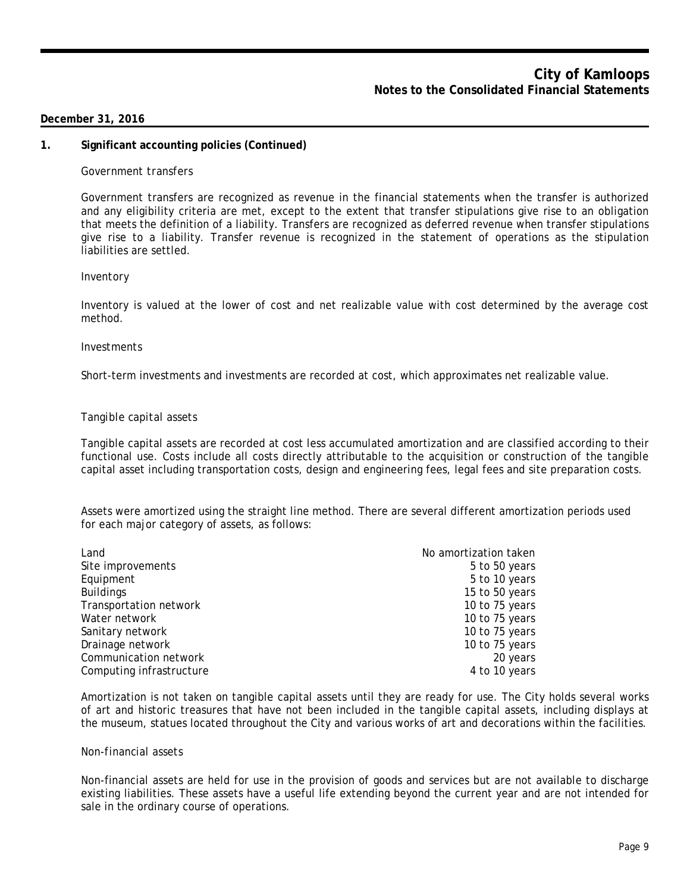December 31, 2016

## 1. Significant accounting policies (Continued)

*Government transfers*

Government transfers are recognized as revenue in the financial statements when the transfer is authorized and any eligibility criteria are met, except to the extent that transfer stipulations give rise to an obligation that meets the definition of a liability. Transfers are recognized as deferred revenue when transfer stipulations give rise to a liability. Transfer revenue is recognized in the statement of operations as the stipulation liabilities are settled.

*Inventory*

Inventory is valued at the lower of cost and net realizable value with cost determined by the average cost method.

*Investments*

Short-term investments and investments are recorded at cost, which approximates net realizable value.

*Tangible capital assets*

Tangible capital assets are recorded at cost less accumulated amortization and are classified according to their functional use. Costs include all costs directly attributable to the acquisition or construction of the tangible capital asset including transportation costs, design and engineering fees, legal fees and site preparation costs.

Assets were amortized using the straight line method. There are several different amortization periods used for each major category of assets, as follows:

| | |
|---|---|
| Land | No amortization taken |
| Site improvements | 5 to 50 years |
| Equipment | 5 to 10 years |
| Buildings | 15 to 50 years |
| Transportation network | 10 to 75 years |
| Water network | 10 to 75 years |
| Sanitary network | 10 to 75 years |
| Drainage network | 10 to 75 years |
| Communication network | 20 years |
| Computing infrastructure | 4 to 10 years |

Amortization is not taken on tangible capital assets until they are ready for use. The City holds several works of art and historic treasures that have not been included in the tangible capital assets, including displays at the museum, statues located throughout the City and various works of art and decorations within the facilities.

*Non-financial assets*

Non-financial assets are held for use in the provision of goods and services but are not available to discharge existing liabilities. These assets have a useful life extending beyond the current year and are not intended for sale in the ordinary course of operations.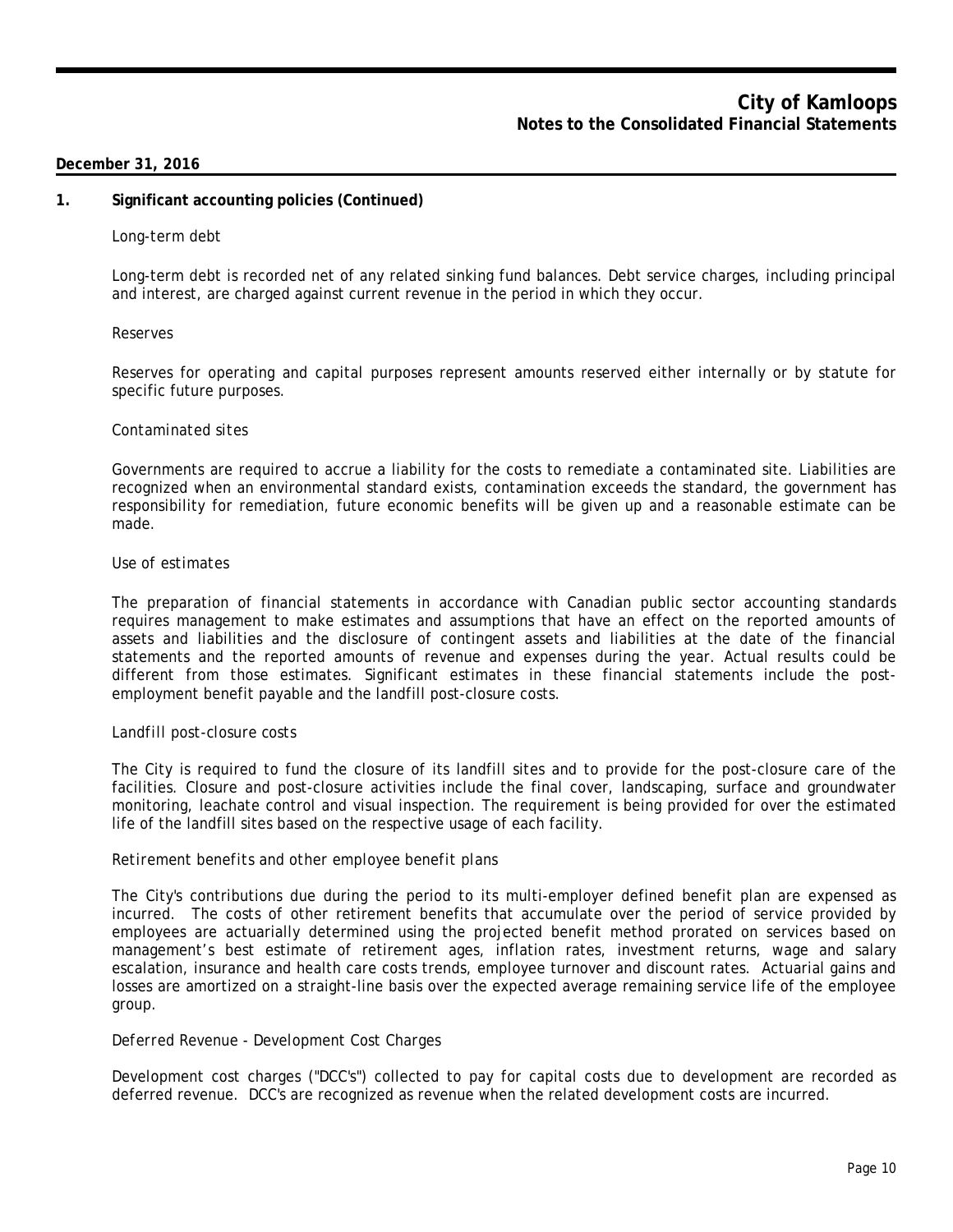**December 31, 2016**

## 1. Significant accounting policies (Continued)

*Long-term debt*

Long-term debt is recorded net of any related sinking fund balances. Debt service charges, including principal and interest, are charged against current revenue in the period in which they occur.

*Reserves*

Reserves for operating and capital purposes represent amounts reserved either internally or by statute for specific future purposes.

*Contaminated sites*

Governments are required to accrue a liability for the costs to remediate a contaminated site. Liabilities are recognized when an environmental standard exists, contamination exceeds the standard, the government has responsibility for remediation, future economic benefits will be given up and a reasonable estimate can be made.

*Use of estimates*

The preparation of financial statements in accordance with Canadian public sector accounting standards requires management to make estimates and assumptions that have an effect on the reported amounts of assets and liabilities and the disclosure of contingent assets and liabilities at the date of the financial statements and the reported amounts of revenue and expenses during the year. Actual results could be different from those estimates. Significant estimates in these financial statements include the post-employment benefit payable and the landfill post-closure costs.

*Landfill post-closure costs*

The City is required to fund the closure of its landfill sites and to provide for the post-closure care of the facilities. Closure and post-closure activities include the final cover, landscaping, surface and groundwater monitoring, leachate control and visual inspection. The requirement is being provided for over the estimated life of the landfill sites based on the respective usage of each facility.

*Retirement benefits and other employee benefit plans*

The City's contributions due during the period to its multi-employer defined benefit plan are expensed as incurred. The costs of other retirement benefits that accumulate over the period of service provided by employees are actuarially determined using the projected benefit method prorated on services based on management's best estimate of retirement ages, inflation rates, investment returns, wage and salary escalation, insurance and health care costs trends, employee turnover and discount rates. Actuarial gains and losses are amortized on a straight-line basis over the expected average remaining service life of the employee group.

*Deferred Revenue - Development Cost Charges*

Development cost charges ("DCC's") collected to pay for capital costs due to development are recorded as deferred revenue. DCC's are recognized as revenue when the related development costs are incurred.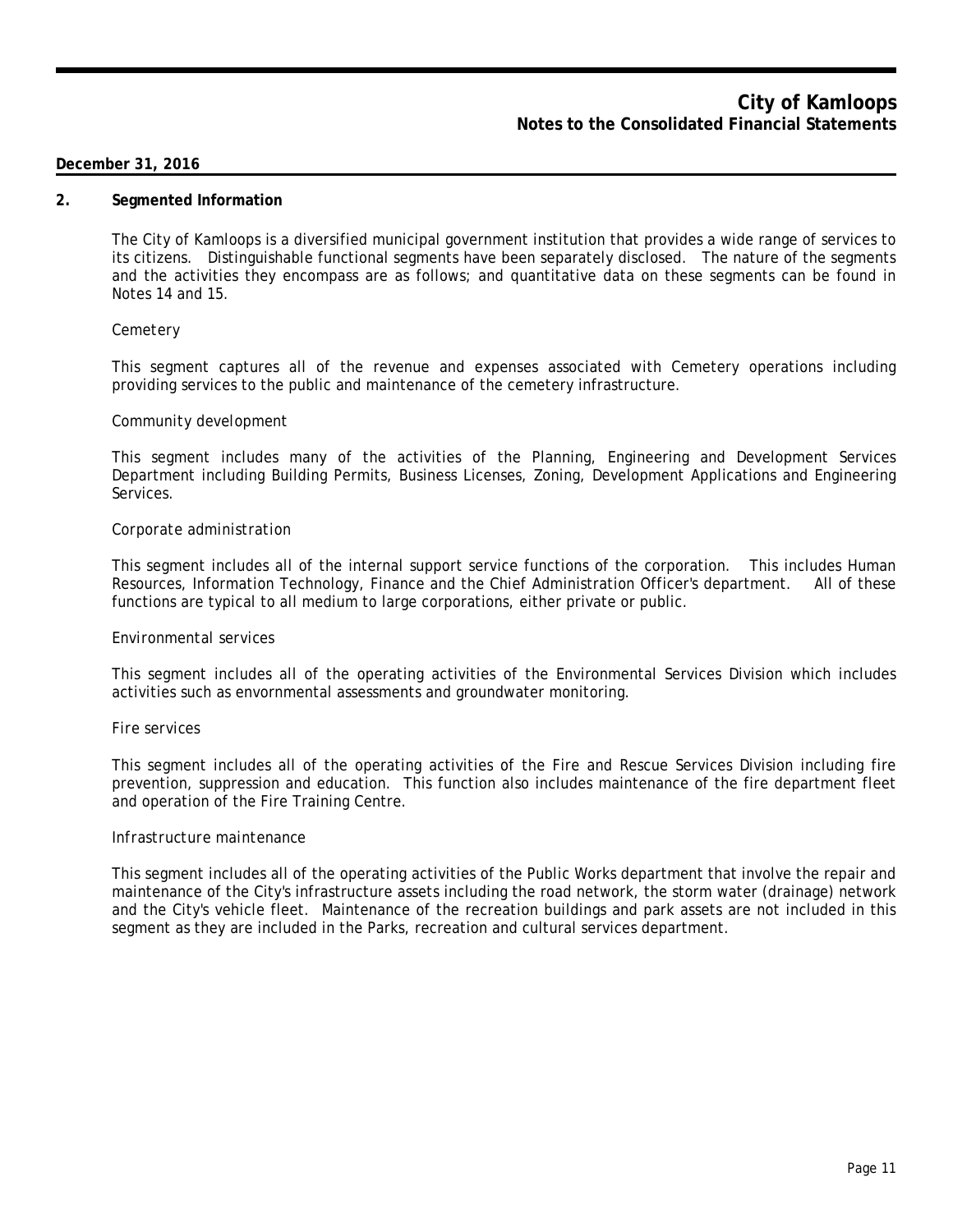**December 31, 2016**

## 2. Segmented Information

The City of Kamloops is a diversified municipal government institution that provides a wide range of services to its citizens. Distinguishable functional segments have been separately disclosed. The nature of the segments and the activities they encompass are as follows; and quantitative data on these segments can be found in Notes 14 and 15.

*Cemetery*

This segment captures all of the revenue and expenses associated with Cemetery operations including providing services to the public and maintenance of the cemetery infrastructure.

*Community development*

This segment includes many of the activities of the Planning, Engineering and Development Services Department including Building Permits, Business Licenses, Zoning, Development Applications and Engineering Services.

*Corporate administration*

This segment includes all of the internal support service functions of the corporation. This includes Human Resources, Information Technology, Finance and the Chief Administration Officer's department. All of these functions are typical to all medium to large corporations, either private or public.

*Environmental services*

This segment includes all of the operating activities of the Environmental Services Division which includes activities such as envornmental assessments and groundwater monitoring.

*Fire services*

This segment includes all of the operating activities of the Fire and Rescue Services Division including fire prevention, suppression and education. This function also includes maintenance of the fire department fleet and operation of the Fire Training Centre.

*Infrastructure maintenance*

This segment includes all of the operating activities of the Public Works department that involve the repair and maintenance of the City's infrastructure assets including the road network, the storm water (drainage) network and the City's vehicle fleet. Maintenance of the recreation buildings and park assets are not included in this segment as they are included in the Parks, recreation and cultural services department.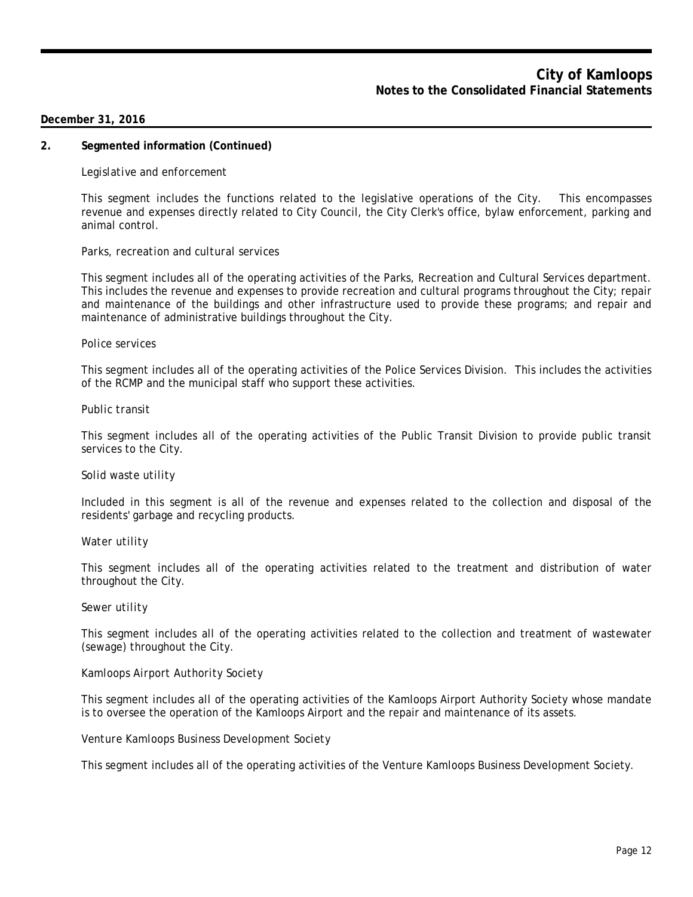**December 31, 2016**

**2. Segmented information (Continued)**

*Legislative and enforcement*

This segment includes the functions related to the legislative operations of the City. This encompasses revenue and expenses directly related to City Council, the City Clerk's office, bylaw enforcement, parking and animal control.

*Parks, recreation and cultural services*

This segment includes all of the operating activities of the Parks, Recreation and Cultural Services department. This includes the revenue and expenses to provide recreation and cultural programs throughout the City; repair and maintenance of the buildings and other infrastructure used to provide these programs; and repair and maintenance of administrative buildings throughout the City.

*Police services*

This segment includes all of the operating activities of the Police Services Division. This includes the activities of the RCMP and the municipal staff who support these activities.

*Public transit*

This segment includes all of the operating activities of the Public Transit Division to provide public transit services to the City.

*Solid waste utility*

Included in this segment is all of the revenue and expenses related to the collection and disposal of the residents' garbage and recycling products.

*Water utility*

This segment includes all of the operating activities related to the treatment and distribution of water throughout the City.

*Sewer utility*

This segment includes all of the operating activities related to the collection and treatment of wastewater (sewage) throughout the City.

*Kamloops Airport Authority Society*

This segment includes all of the operating activities of the Kamloops Airport Authority Society whose mandate is to oversee the operation of the Kamloops Airport and the repair and maintenance of its assets.

*Venture Kamloops Business Development Society*

This segment includes all of the operating activities of the Venture Kamloops Business Development Society.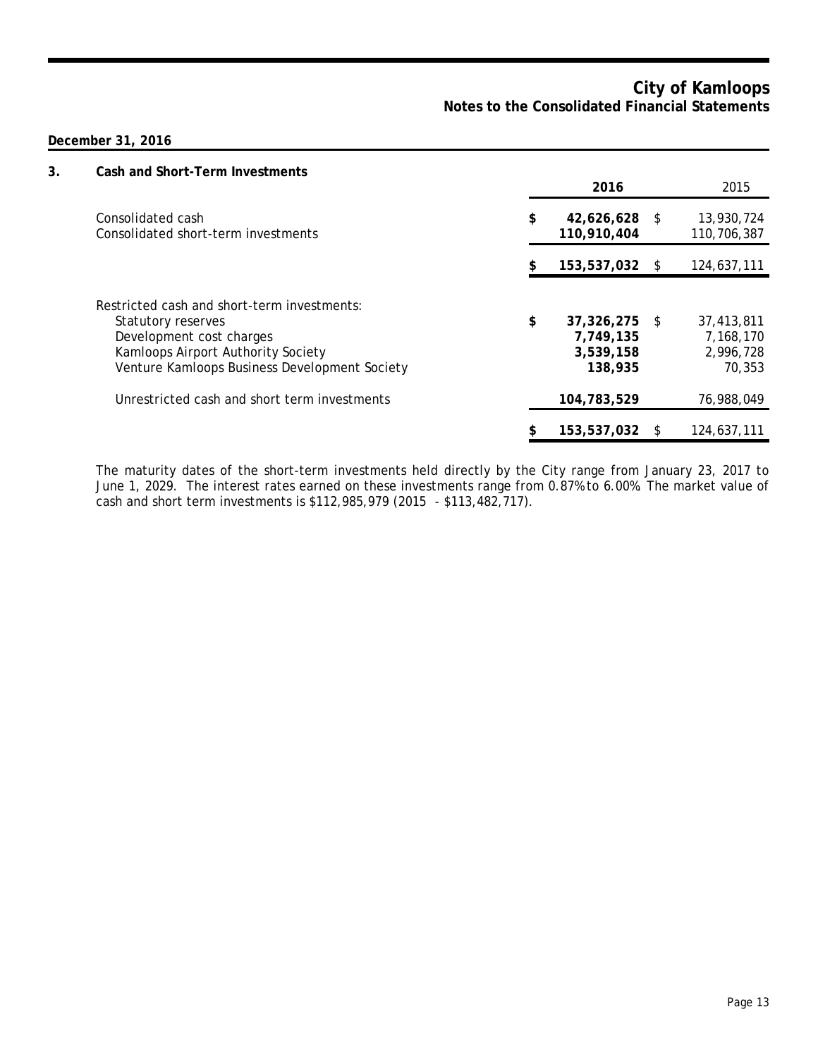**City of Kamloops**
**Notes to the Consolidated Financial Statements**

**December 31, 2016**

## 3. Cash and Short-Term Investments

| | 2016 | 2015 |
|---|---|---|
| Consolidated cash | **$ 42,626,628** | $ 13,930,724 |
| Consolidated short-term investments | **110,910,404** | 110,706,387 |
| | **$ 153,537,032** | $ 124,637,111 |
| Restricted cash and short-term investments: | | |
| Statutory reserves | **$ 37,326,275** | $ 37,413,811 |
| Development cost charges | **7,749,135** | 7,168,170 |
| Kamloops Airport Authority Society | **3,539,158** | 2,996,728 |
| Venture Kamloops Business Development Society | **138,935** | 70,353 |
| Unrestricted cash and short term investments | **104,783,529** | 76,988,049 |
| | **$ 153,537,032** | $ 124,637,111 |

The maturity dates of the short-term investments held directly by the City range from January 23, 2017 to June 1, 2029. The interest rates earned on these investments range from 0.87% to 6.00%. The market value of cash and short term investments is $112,985,979 (2015 - $113,482,717).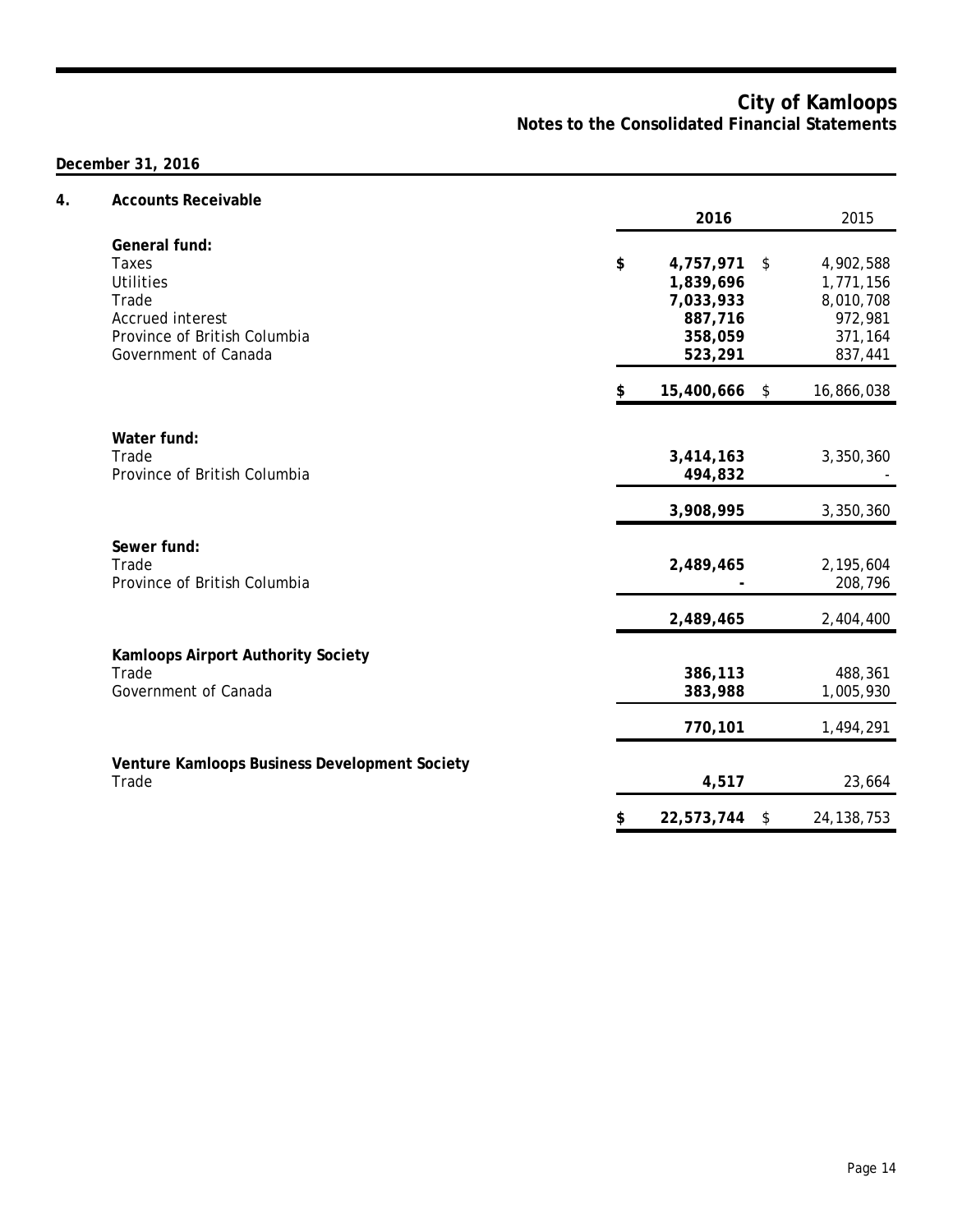**December 31, 2016**

## 4. Accounts Receivable

| | 2016 | 2015 |
|---|---|---|
| **General fund:** | | |
| Taxes | $ **4,757,971** | $ 4,902,588 |
| Utilities | **1,839,696** | 1,771,156 |
| Trade | **7,033,933** | 8,010,708 |
| Accrued interest | **887,716** | 972,981 |
| Province of British Columbia | **358,059** | 371,164 |
| Government of Canada | **523,291** | 837,441 |
| | $ **15,400,666** | $ 16,866,038 |
| **Water fund:** | | |
| Trade | **3,414,163** | 3,350,360 |
| Province of British Columbia | **494,832** | - |
| | **3,908,995** | 3,350,360 |
| **Sewer fund:** | | |
| Trade | **2,489,465** | 2,195,604 |
| Province of British Columbia | **-** | 208,796 |
| | **2,489,465** | 2,404,400 |
| **Kamloops Airport Authority Society** | | |
| Trade | **386,113** | 488,361 |
| Government of Canada | **383,988** | 1,005,930 |
| | **770,101** | 1,494,291 |
| **Venture Kamloops Business Development Society** | | |
| Trade | **4,517** | 23,664 |
| | $ **22,573,744** | $ 24,138,753 |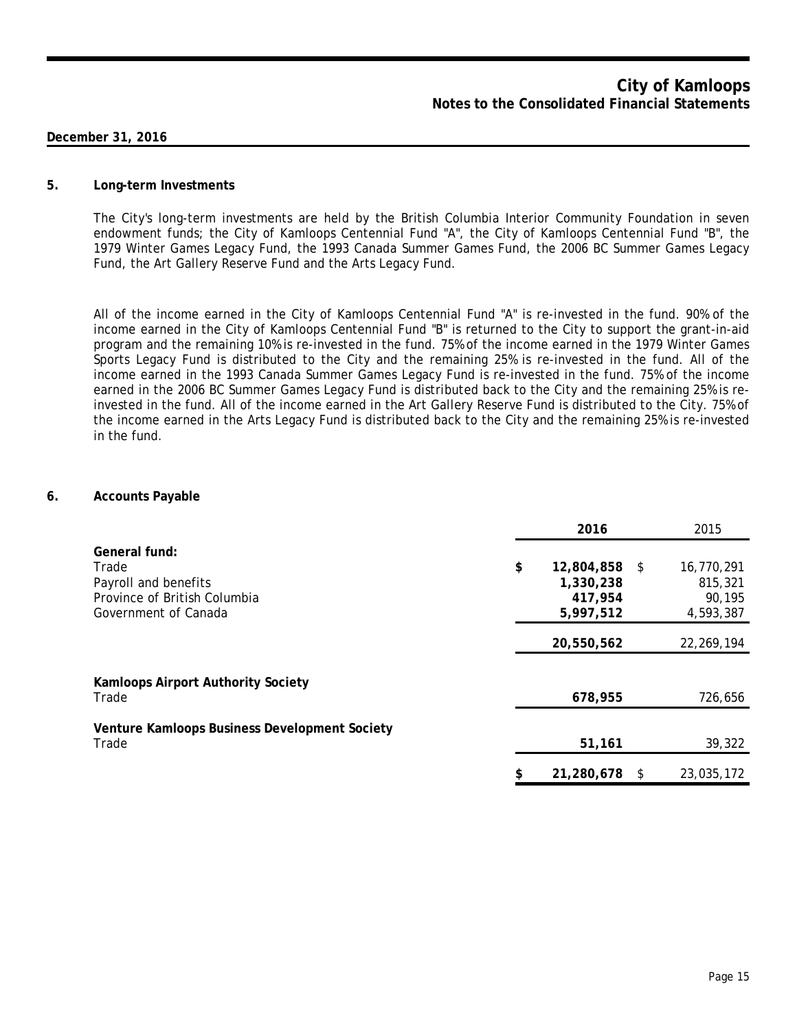## 5. Long-term Investments

The City's long-term investments are held by the British Columbia Interior Community Foundation in seven endowment funds; the City of Kamloops Centennial Fund "A", the City of Kamloops Centennial Fund "B", the 1979 Winter Games Legacy Fund, the 1993 Canada Summer Games Fund, the 2006 BC Summer Games Legacy Fund, the Art Gallery Reserve Fund and the Arts Legacy Fund.

All of the income earned in the City of Kamloops Centennial Fund "A" is re-invested in the fund. 90% of the income earned in the City of Kamloops Centennial Fund "B" is returned to the City to support the grant-in-aid program and the remaining 10% is re-invested in the fund. 75% of the income earned in the 1979 Winter Games Sports Legacy Fund is distributed to the City and the remaining 25% is re-invested in the fund. All of the income earned in the 1993 Canada Summer Games Legacy Fund is re-invested in the fund. 75% of the income earned in the 2006 BC Summer Games Legacy Fund is distributed back to the City and the remaining 25% is re-invested in the fund. All of the income earned in the Art Gallery Reserve Fund is distributed to the City. 75% of the income earned in the Arts Legacy Fund is distributed back to the City and the remaining 25% is re-invested in the fund.

## 6. Accounts Payable

| | 2016 | 2015 |
|---|---|---|
| **General fund:** | | |
| Trade | **$ 12,804,858** | $ 16,770,291 |
| Payroll and benefits | **1,330,238** | 815,321 |
| Province of British Columbia | **417,954** | 90,195 |
| Government of Canada | **5,997,512** | 4,593,387 |
| | **20,550,562** | 22,269,194 |
| **Kamloops Airport Authority Society** | | |
| Trade | **678,955** | 726,656 |
| **Venture Kamloops Business Development Society** | | |
| Trade | **51,161** | 39,322 |
| | **$ 21,280,678** | $ 23,035,172 |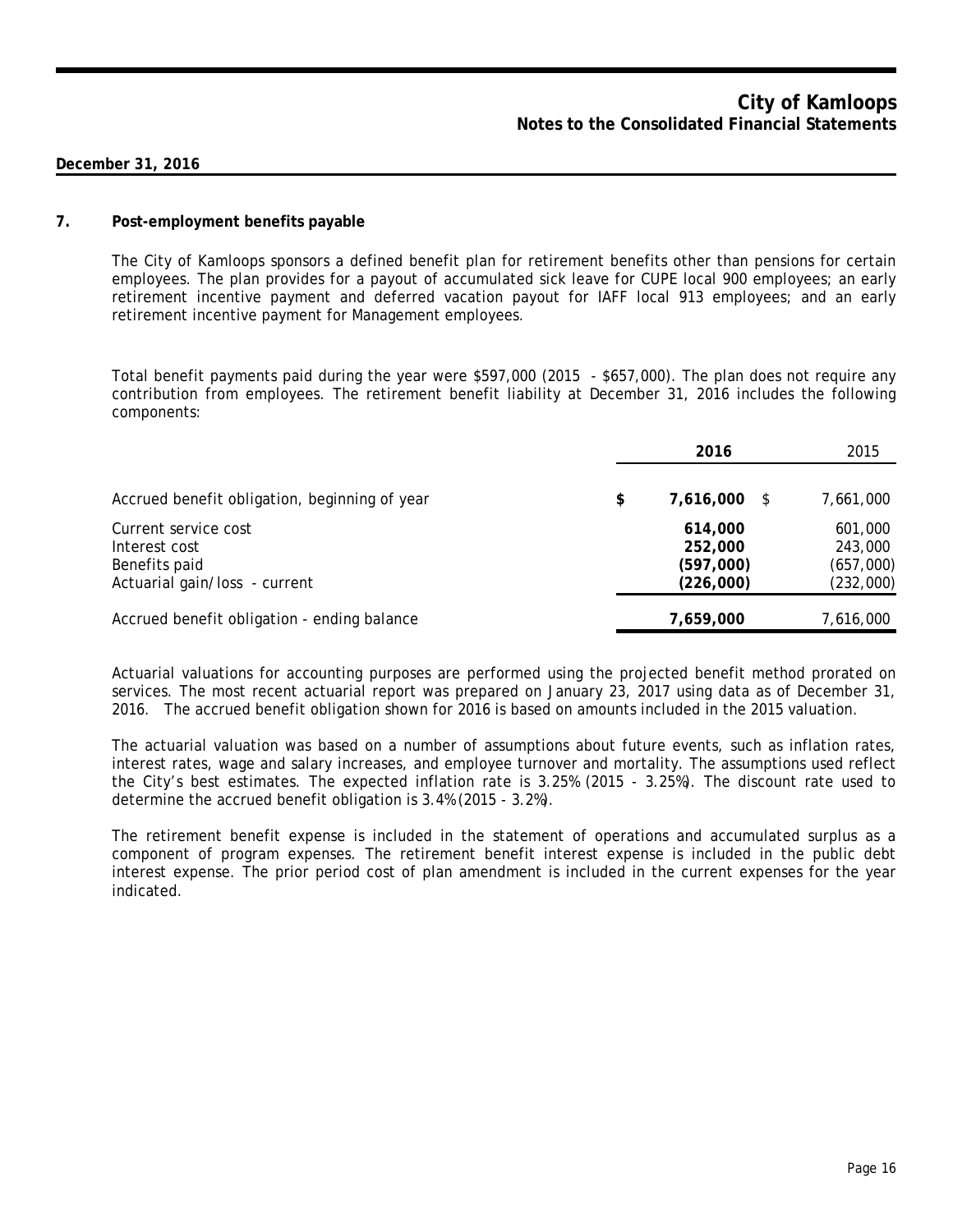**December 31, 2016**

## 7. Post-employment benefits payable

The City of Kamloops sponsors a defined benefit plan for retirement benefits other than pensions for certain employees. The plan provides for a payout of accumulated sick leave for CUPE local 900 employees; an early retirement incentive payment and deferred vacation payout for IAFF local 913 employees; and an early retirement incentive payment for Management employees.

Total benefit payments paid during the year were $597,000 (2015 - $657,000). The plan does not require any contribution from employees. The retirement benefit liability at December 31, 2016 includes the following components:

| | 2016 | 2015 |
|---|---|---|
| Accrued benefit obligation, beginning of year | $ **7,616,000** | $ 7,661,000 |
| Current service cost | **614,000** | 601,000 |
| Interest cost | **252,000** | 243,000 |
| Benefits paid | **(597,000)** | (657,000) |
| Actuarial gain/loss - current | **(226,000)** | (232,000) |
| Accrued benefit obligation - ending balance | **7,659,000** | 7,616,000 |

Actuarial valuations for accounting purposes are performed using the projected benefit method prorated on services. The most recent actuarial report was prepared on January 23, 2017 using data as of December 31, 2016. The accrued benefit obligation shown for 2016 is based on amounts included in the 2015 valuation.

The actuarial valuation was based on a number of assumptions about future events, such as inflation rates, interest rates, wage and salary increases, and employee turnover and mortality. The assumptions used reflect the City's best estimates. The expected inflation rate is 3.25% (2015 - 3.25%). The discount rate used to determine the accrued benefit obligation is 3.4% (2015 - 3.2%).

The retirement benefit expense is included in the statement of operations and accumulated surplus as a component of program expenses. The retirement benefit interest expense is included in the public debt interest expense. The prior period cost of plan amendment is included in the current expenses for the year indicated.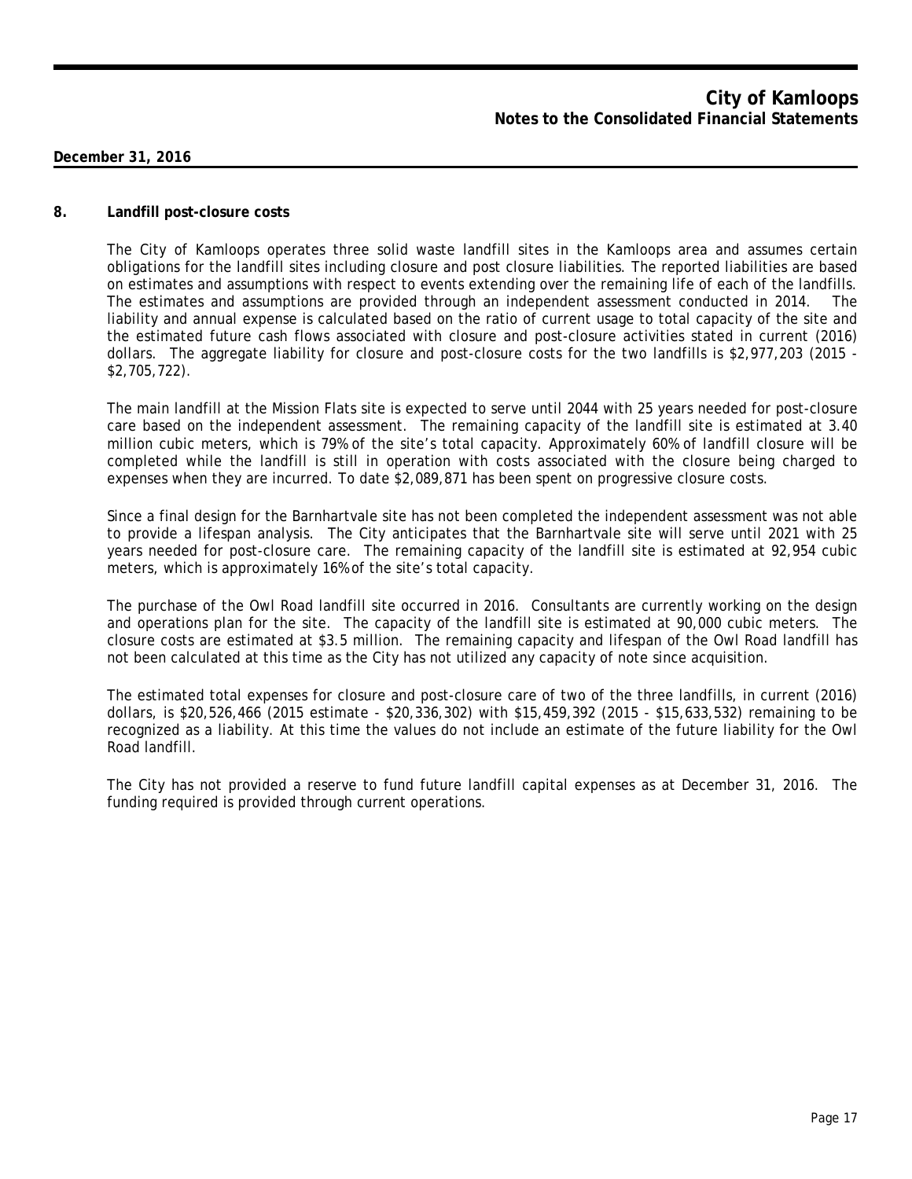**December 31, 2016**

## 8. Landfill post-closure costs

The City of Kamloops operates three solid waste landfill sites in the Kamloops area and assumes certain obligations for the landfill sites including closure and post closure liabilities. The reported liabilities are based on estimates and assumptions with respect to events extending over the remaining life of each of the landfills. The estimates and assumptions are provided through an independent assessment conducted in 2014. The liability and annual expense is calculated based on the ratio of current usage to total capacity of the site and the estimated future cash flows associated with closure and post-closure activities stated in current (2016) dollars. The aggregate liability for closure and post-closure costs for the two landfills is \$2,977,203 (2015 - \$2,705,722).

The main landfill at the Mission Flats site is expected to serve until 2044 with 25 years needed for post-closure care based on the independent assessment. The remaining capacity of the landfill site is estimated at 3.40 million cubic meters, which is 79% of the site's total capacity. Approximately 60% of landfill closure will be completed while the landfill is still in operation with costs associated with the closure being charged to expenses when they are incurred. To date \$2,089,871 has been spent on progressive closure costs.

Since a final design for the Barnhartvale site has not been completed the independent assessment was not able to provide a lifespan analysis. The City anticipates that the Barnhartvale site will serve until 2021 with 25 years needed for post-closure care. The remaining capacity of the landfill site is estimated at 92,954 cubic meters, which is approximately 16% of the site's total capacity.

The purchase of the Owl Road landfill site occurred in 2016. Consultants are currently working on the design and operations plan for the site. The capacity of the landfill site is estimated at 90,000 cubic meters. The closure costs are estimated at \$3.5 million. The remaining capacity and lifespan of the Owl Road landfill has not been calculated at this time as the City has not utilized any capacity of note since acquisition.

The estimated total expenses for closure and post-closure care of two of the three landfills, in current (2016) dollars, is \$20,526,466 (2015 estimate - \$20,336,302) with \$15,459,392 (2015 - \$15,633,532) remaining to be recognized as a liability. At this time the values do not include an estimate of the future liability for the Owl Road landfill.

The City has not provided a reserve to fund future landfill capital expenses as at December 31, 2016. The funding required is provided through current operations.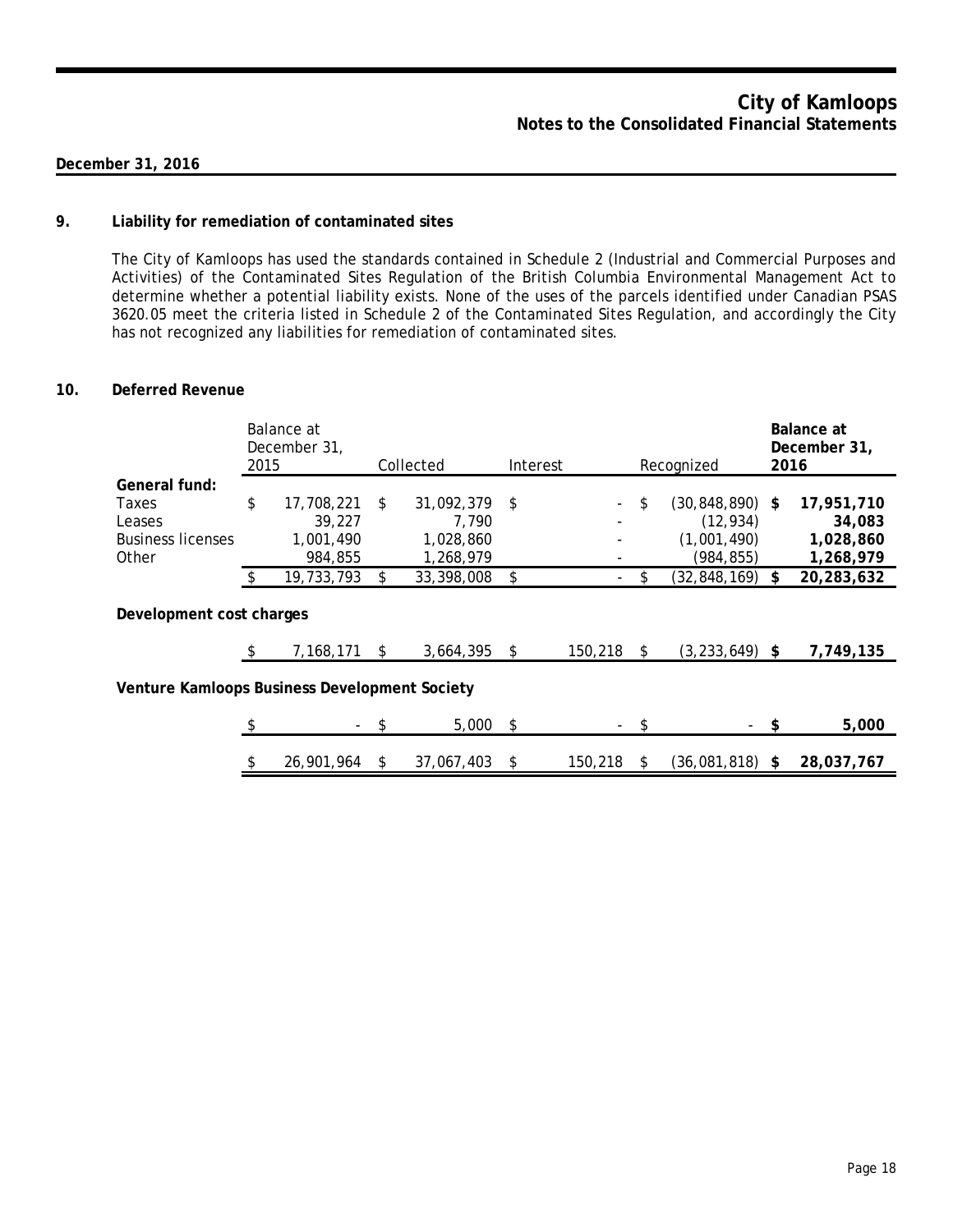## 9. Liability for remediation of contaminated sites

The City of Kamloops has used the standards contained in Schedule 2 (Industrial and Commercial Purposes and Activities) of the Contaminated Sites Regulation of the British Columbia Environmental Management Act to determine whether a potential liability exists. None of the uses of the parcels identified under Canadian PSAS 3620.05 meet the criteria listed in Schedule 2 of the Contaminated Sites Regulation, and accordingly the City has not recognized any liabilities for remediation of contaminated sites.

## 10. Deferred Revenue

| | Balance at December 31, 2015 | Collected | Interest | Recognized | **Balance at December 31, 2016** |
|---|---|---|---|---|---|
| **General fund:** | | | | | |
| Taxes | $ 17,708,221 | $ 31,092,379 | $ - | $ (30,848,890) | **$ 17,951,710** |
| Leases | 39,227 | 7,790 | - | (12,934) | **34,083** |
| Business licenses | 1,001,490 | 1,028,860 | - | (1,001,490) | **1,028,860** |
| Other | 984,855 | 1,268,979 | - | (984,855) | **1,268,979** |
| | $ 19,733,793 | $ 33,398,008 | $ - | $ (32,848,169) | **$ 20,283,632** |
| **Development cost charges** | | | | | |
| | $ 7,168,171 | $ 3,664,395 | $ 150,218 | $ (3,233,649) | **$ 7,749,135** |
| **Venture Kamloops Business Development Society** | | | | | |
| | $ - | $ 5,000 | $ - | $ - | **$ 5,000** |
| | $ 26,901,964 | $ 37,067,403 | $ 150,218 | $ (36,081,818) | **$ 28,037,767** |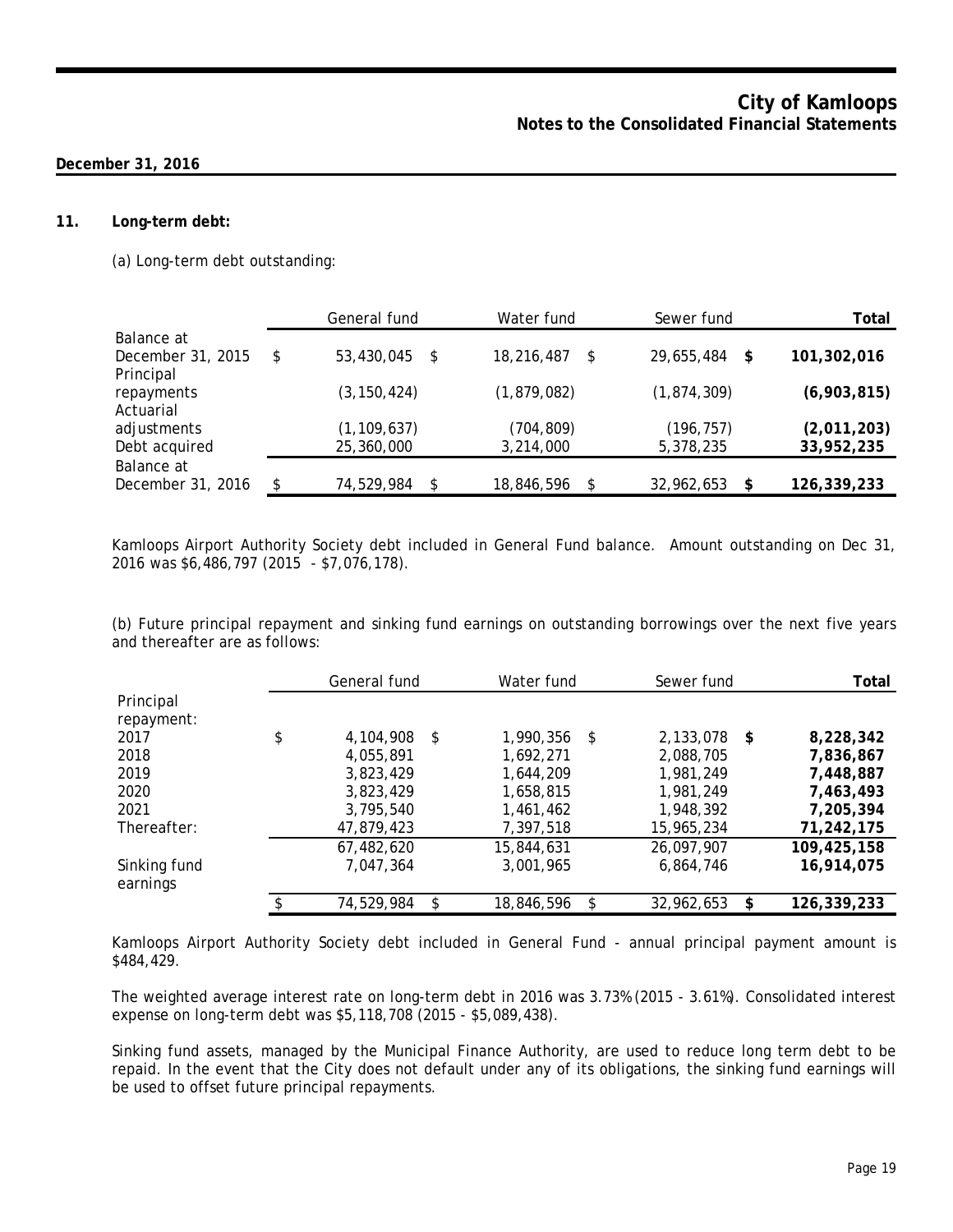**December 31, 2016**

## 11. Long-term debt:

(a) Long-term debt outstanding:

| | General fund | Water fund | Sewer fund | **Total** |
|---|---|---|---|---|
| Balance at December 31, 2015 | $ 53,430,045 | $ 18,216,487 | $ 29,655,484 | **$ 101,302,016** |
| Principal repayments | (3,150,424) | (1,879,082) | (1,874,309) | **(6,903,815)** |
| Actuarial adjustments | (1,109,637) | (704,809) | (196,757) | **(2,011,203)** |
| Debt acquired | 25,360,000 | 3,214,000 | 5,378,235 | **33,952,235** |
| Balance at December 31, 2016 | $ 74,529,984 | $ 18,846,596 | $ 32,962,653 | **$ 126,339,233** |

Kamloops Airport Authority Society debt included in General Fund balance. Amount outstanding on Dec 31, 2016 was $6,486,797 (2015 - $7,076,178).

(b) Future principal repayment and sinking fund earnings on outstanding borrowings over the next five years and thereafter are as follows:

| | General fund | Water fund | Sewer fund | **Total** |
|---|---|---|---|---|
| Principal repayment: | | | | |
| 2017 | $ 4,104,908 | $ 1,990,356 | $ 2,133,078 | **$ 8,228,342** |
| 2018 | 4,055,891 | 1,692,271 | 2,088,705 | **7,836,867** |
| 2019 | 3,823,429 | 1,644,209 | 1,981,249 | **7,448,887** |
| 2020 | 3,823,429 | 1,658,815 | 1,981,249 | **7,463,493** |
| 2021 | 3,795,540 | 1,461,462 | 1,948,392 | **7,205,394** |
| Thereafter: | 47,879,423 | 7,397,518 | 15,965,234 | **71,242,175** |
| | 67,482,620 | 15,844,631 | 26,097,907 | **109,425,158** |
| Sinking fund earnings | 7,047,364 | 3,001,965 | 6,864,746 | **16,914,075** |
| | $ 74,529,984 | $ 18,846,596 | $ 32,962,653 | **$ 126,339,233** |

Kamloops Airport Authority Society debt included in General Fund - annual principal payment amount is $484,429.

The weighted average interest rate on long-term debt in 2016 was 3.73% (2015 - 3.61%). Consolidated interest expense on long-term debt was $5,118,708 (2015 - $5,089,438).

Sinking fund assets, managed by the Municipal Finance Authority, are used to reduce long term debt to be repaid. In the event that the City does not default under any of its obligations, the sinking fund earnings will be used to offset future principal repayments.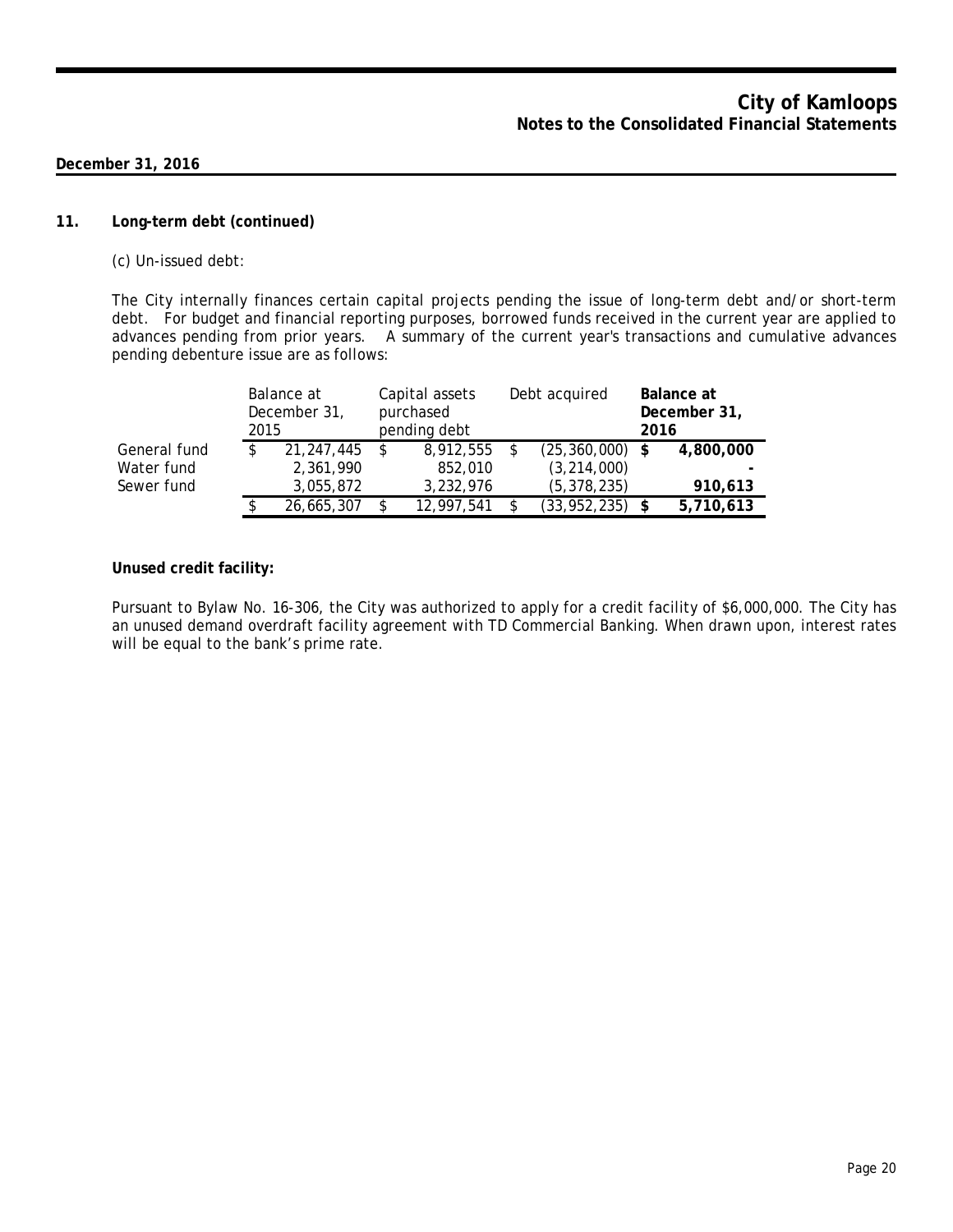**December 31, 2016**

## 11. Long-term debt (continued)

(c) Un-issued debt:

The City internally finances certain capital projects pending the issue of long-term debt and/or short-term debt. For budget and financial reporting purposes, borrowed funds received in the current year are applied to advances pending from prior years. A summary of the current year's transactions and cumulative advances pending debenture issue are as follows:

| | Balance at December 31, 2015 | Capital assets purchased pending debt | Debt acquired | **Balance at December 31, 2016** |
|---|---|---|---|---|
| General fund | $ 21,247,445 | $ 8,912,555 | $ (25,360,000) | **$ 4,800,000** |
| Water fund | 2,361,990 | 852,010 | (3,214,000) | **-** |
| Sewer fund | 3,055,872 | 3,232,976 | (5,378,235) | **910,613** |
| | $ 26,665,307 | $ 12,997,541 | $ (33,952,235) | **$ 5,710,613** |

**Unused credit facility:**

Pursuant to Bylaw No. 16-306, the City was authorized to apply for a credit facility of $6,000,000. The City has an unused demand overdraft facility agreement with TD Commercial Banking. When drawn upon, interest rates will be equal to the bank's prime rate.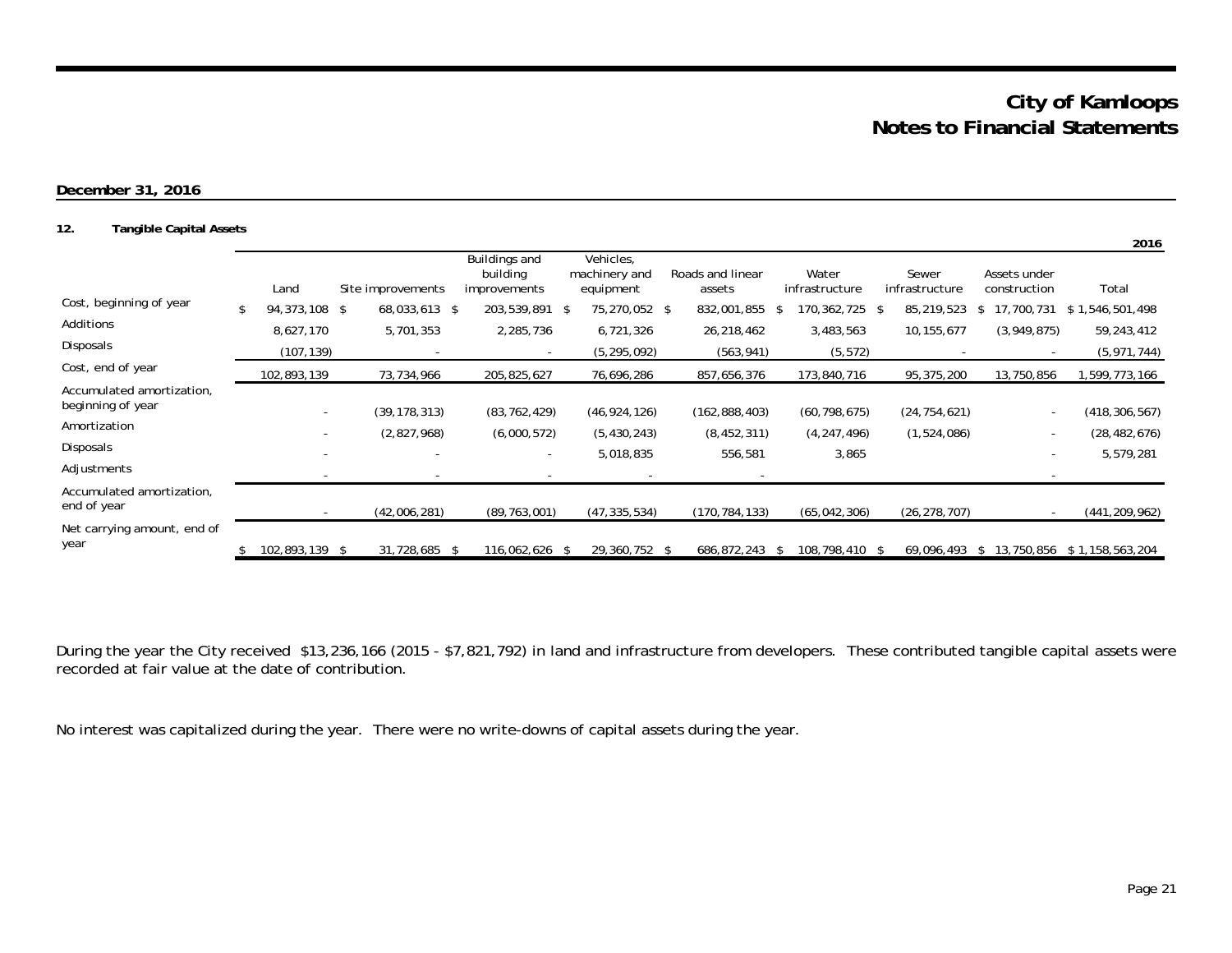# City of Kamloops
## Notes to Financial Statements

**December 31, 2016**

**12. Tangible Capital Assets**

**2016**

| | Land | Site improvements | Buildings and building improvements | Vehicles, machinery and equipment | Roads and linear assets | Water infrastructure | Sewer infrastructure | Assets under construction | Total |
|---|---|---|---|---|---|---|---|---|---|
| Cost, beginning of year | $ 94,373,108 | $ 68,033,613 | $ 203,539,891 | $ 75,270,052 | $ 832,001,855 | $ 170,362,725 | $ 85,219,523 | $ 17,700,731 | $ 1,546,501,498 |
| Additions | 8,627,170 | 5,701,353 | 2,285,736 | 6,721,326 | 26,218,462 | 3,483,563 | 10,155,677 | (3,949,875) | 59,243,412 |
| Disposals | (107,139) | - | - | (5,295,092) | (563,941) | (5,572) | - | - | (5,971,744) |
| Cost, end of year | 102,893,139 | 73,734,966 | 205,825,627 | 76,696,286 | 857,656,376 | 173,840,716 | 95,375,200 | 13,750,856 | 1,599,773,166 |
| Accumulated amortization, beginning of year | - | (39,178,313) | (83,762,429) | (46,924,126) | (162,888,403) | (60,798,675) | (24,754,621) | - | (418,306,567) |
| Amortization | - | (2,827,968) | (6,000,572) | (5,430,243) | (8,452,311) | (4,247,496) | (1,524,086) | - | (28,482,676) |
| Disposals | - | - | - | 5,018,835 | 556,581 | 3,865 | | - | 5,579,281 |
| Adjustments | - | - | - | - | - | | | - | |
| Accumulated amortization, end of year | - | (42,006,281) | (89,763,001) | (47,335,534) | (170,784,133) | (65,042,306) | (26,278,707) | - | (441,209,962) |
| Net carrying amount, end of year | $ 102,893,139 | $ 31,728,685 | $ 116,062,626 | $ 29,360,752 | $ 686,872,243 | $ 108,798,410 | $ 69,096,493 | $ 13,750,856 | $ 1,158,563,204 |

During the year the City received $13,236,166 (2015 - $7,821,792) in land and infrastructure from developers. These contributed tangible capital assets were recorded at fair value at the date of contribution.

No interest was capitalized during the year. There were no write-downs of capital assets during the year.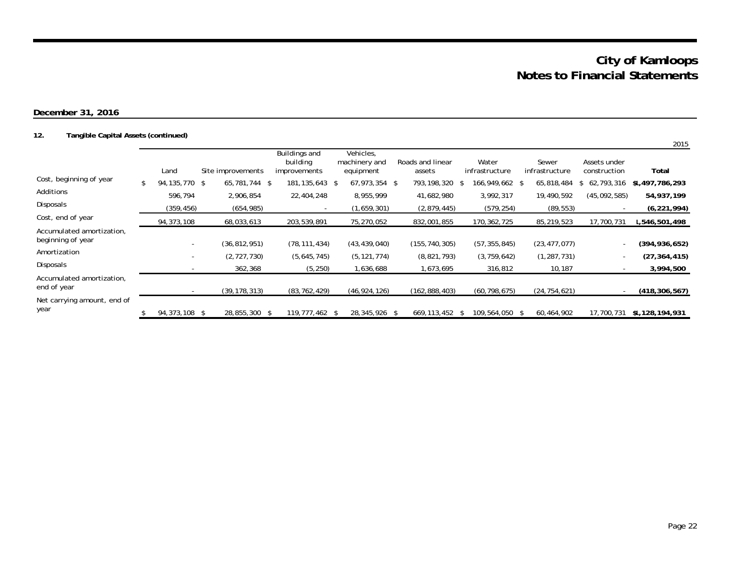# City of Kamloops
# Notes to Financial Statements

**December 31, 2016**

**12. Tangible Capital Assets (continued)**

2015

| | Land | Site improvements | Buildings and building improvements | Vehicles, machinery and equipment | Roads and linear assets | Water infrastructure | Sewer infrastructure | Assets under construction | **Total** |
|---|---|---|---|---|---|---|---|---|---|
| Cost, beginning of year | $ 94,135,770 | $ 65,781,744 | $ 181,135,643 | $ 67,973,354 | $ 793,198,320 | $ 166,949,662 | $ 65,818,484 | $ 62,793,316 | **$1,497,786,293** |
| Additions | 596,794 | 2,906,854 | 22,404,248 | 8,955,999 | 41,682,980 | 3,992,317 | 19,490,592 | (45,092,585) | **54,937,199** |
| Disposals | (359,456) | (654,985) | - | (1,659,301) | (2,879,445) | (579,254) | (89,553) | - | **(6,221,994)** |
| Cost, end of year | 94,373,108 | 68,033,613 | 203,539,891 | 75,270,052 | 832,001,855 | 170,362,725 | 85,219,523 | 17,700,731 | **1,546,501,498** |
| Accumulated amortization, beginning of year | - | (36,812,951) | (78,111,434) | (43,439,040) | (155,740,305) | (57,355,845) | (23,477,077) | - | **(394,936,652)** |
| Amortization | - | (2,727,730) | (5,645,745) | (5,121,774) | (8,821,793) | (3,759,642) | (1,287,731) | - | **(27,364,415)** |
| Disposals | - | 362,368 | (5,250) | 1,636,688 | 1,673,695 | 316,812 | 10,187 | - | **3,994,500** |
| Accumulated amortization, end of year | - | (39,178,313) | (83,762,429) | (46,924,126) | (162,888,403) | (60,798,675) | (24,754,621) | - | **(418,306,567)** |
| Net carrying amount, end of year | $ 94,373,108 | $ 28,855,300 | $ 119,777,462 | $ 28,345,926 | $ 669,113,452 | $ 109,564,050 | $ 60,464,902 | 17,700,731 | **$1,128,194,931** |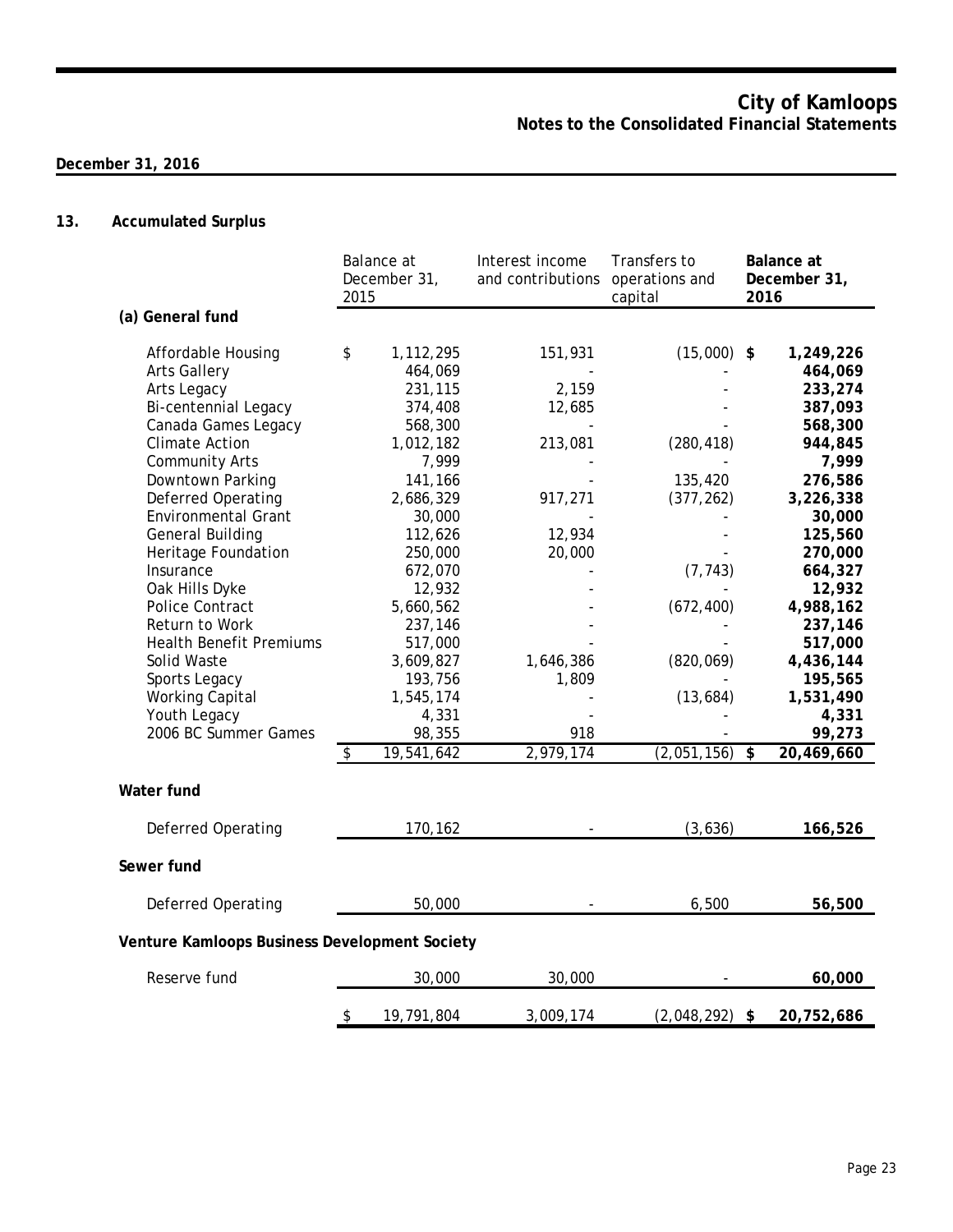## 13. Accumulated Surplus

| | Balance at December 31, 2015 | Interest income and contributions | Transfers to operations and capital | **Balance at December 31, 2016** |
|---|---|---|---|---|
| **(a) General fund** | | | | |
| Affordable Housing | $ 1,112,295 | 151,931 | (15,000) | **$ 1,249,226** |
| Arts Gallery | 464,069 | - | - | **464,069** |
| Arts Legacy | 231,115 | 2,159 | - | **233,274** |
| Bi-centennial Legacy | 374,408 | 12,685 | - | **387,093** |
| Canada Games Legacy | 568,300 | - | - | **568,300** |
| Climate Action | 1,012,182 | 213,081 | (280,418) | **944,845** |
| Community Arts | 7,999 | - | - | **7,999** |
| Downtown Parking | 141,166 | - | 135,420 | **276,586** |
| Deferred Operating | 2,686,329 | 917,271 | (377,262) | **3,226,338** |
| Environmental Grant | 30,000 | - | - | **30,000** |
| General Building | 112,626 | 12,934 | - | **125,560** |
| Heritage Foundation | 250,000 | 20,000 | - | **270,000** |
| Insurance | 672,070 | - | (7,743) | **664,327** |
| Oak Hills Dyke | 12,932 | - | - | **12,932** |
| Police Contract | 5,660,562 | - | (672,400) | **4,988,162** |
| Return to Work | 237,146 | - | - | **237,146** |
| Health Benefit Premiums | 517,000 | - | - | **517,000** |
| Solid Waste | 3,609,827 | 1,646,386 | (820,069) | **4,436,144** |
| Sports Legacy | 193,756 | 1,809 | - | **195,565** |
| Working Capital | 1,545,174 | - | (13,684) | **1,531,490** |
| Youth Legacy | 4,331 | - | - | **4,331** |
| 2006 BC Summer Games | 98,355 | 918 | - | **99,273** |
| | $ 19,541,642 | 2,979,174 | (2,051,156) | **$ 20,469,660** |
| **Water fund** | | | | |
| Deferred Operating | 170,162 | - | (3,636) | **166,526** |
| **Sewer fund** | | | | |
| Deferred Operating | 50,000 | - | 6,500 | **56,500** |
| **Venture Kamloops Business Development Society** | | | | |
| Reserve fund | 30,000 | 30,000 | - | **60,000** |
| | $ 19,791,804 | 3,009,174 | (2,048,292) | **$ 20,752,686** |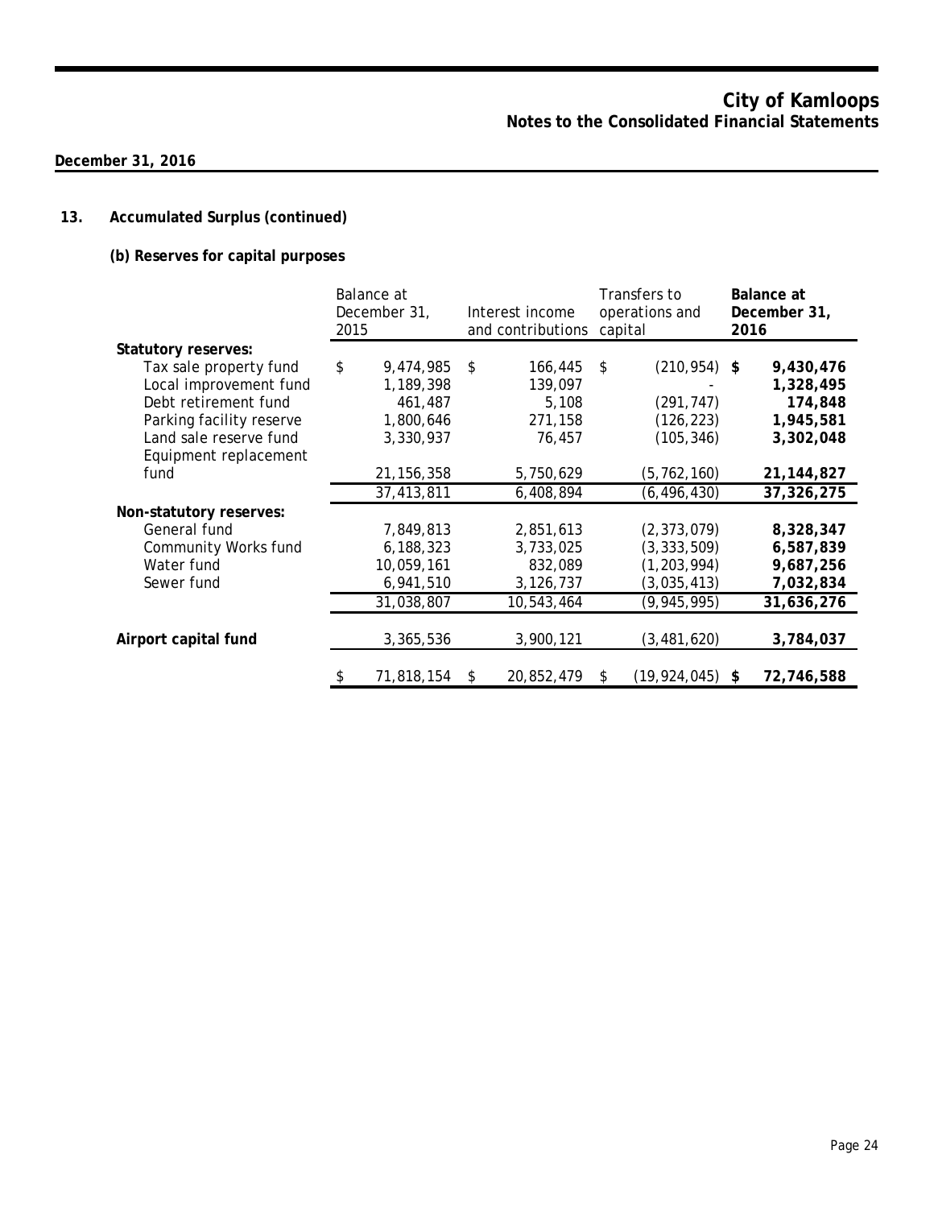## 13. Accumulated Surplus (continued)

### (b) Reserves for capital purposes

| | Balance at December 31, 2015 | Interest income and contributions | Transfers to operations and capital | **Balance at December 31, 2016** |
|---|---|---|---|---|
| **Statutory reserves:** | | | | |
| Tax sale property fund | $ 9,474,985 | $ 166,445 | $ (210,954) | **$ 9,430,476** |
| Local improvement fund | 1,189,398 | 139,097 | - | **1,328,495** |
| Debt retirement fund | 461,487 | 5,108 | (291,747) | **174,848** |
| Parking facility reserve | 1,800,646 | 271,158 | (126,223) | **1,945,581** |
| Land sale reserve fund | 3,330,937 | 76,457 | (105,346) | **3,302,048** |
| Equipment replacement fund | 21,156,358 | 5,750,629 | (5,762,160) | **21,144,827** |
| | 37,413,811 | 6,408,894 | (6,496,430) | **37,326,275** |
| **Non-statutory reserves:** | | | | |
| General fund | 7,849,813 | 2,851,613 | (2,373,079) | **8,328,347** |
| Community Works fund | 6,188,323 | 3,733,025 | (3,333,509) | **6,587,839** |
| Water fund | 10,059,161 | 832,089 | (1,203,994) | **9,687,256** |
| Sewer fund | 6,941,510 | 3,126,737 | (3,035,413) | **7,032,834** |
| | 31,038,807 | 10,543,464 | (9,945,995) | **31,636,276** |
| **Airport capital fund** | 3,365,536 | 3,900,121 | (3,481,620) | **3,784,037** |
| | $ 71,818,154 | $ 20,852,479 | $ (19,924,045) | **$ 72,746,588** |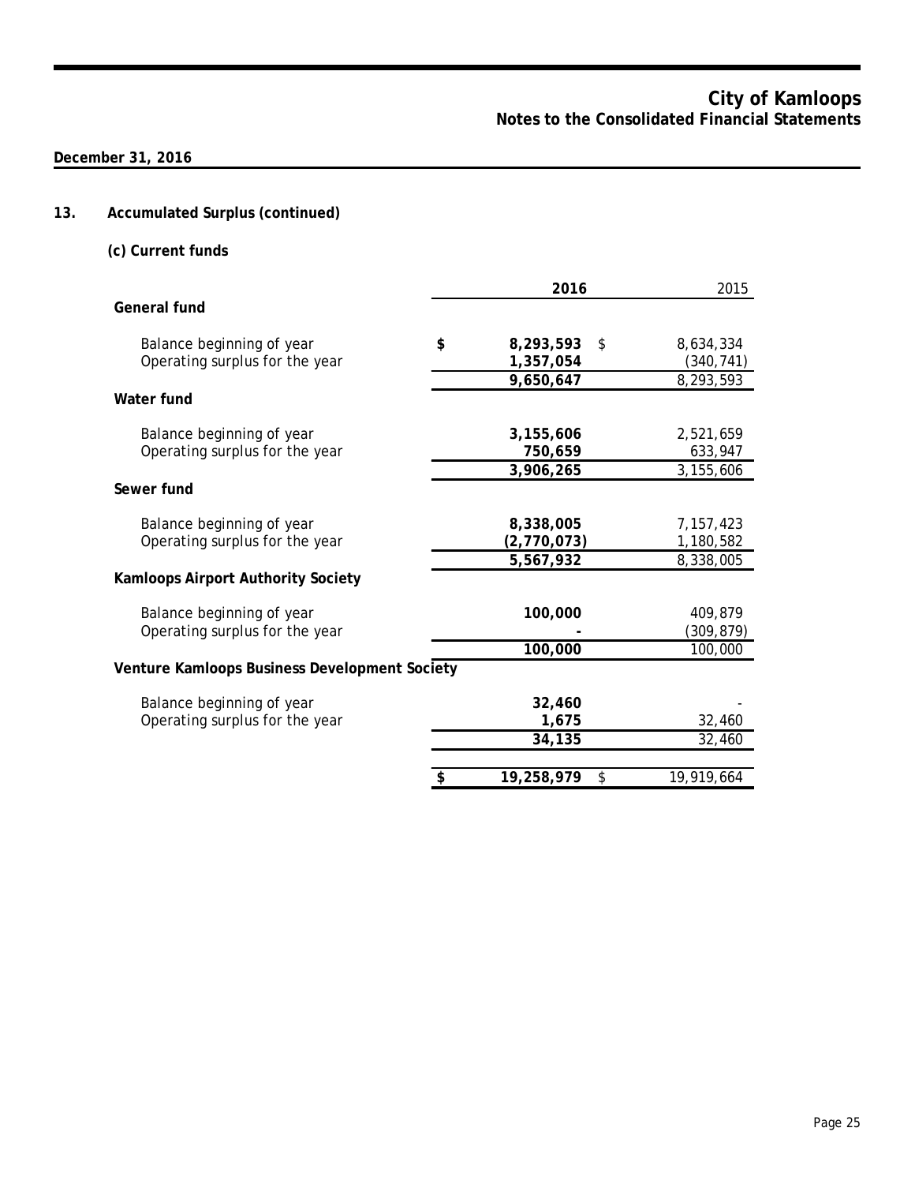December 31, 2016

## 13. Accumulated Surplus (continued)

### (c) Current funds

| | 2016 | 2015 |
|---|---|---|
| **General fund** | | |
| Balance beginning of year | $ 8,293,593 | $ 8,634,334 |
| Operating surplus for the year | 1,357,054 | (340,741) |
| | 9,650,647 | 8,293,593 |
| **Water fund** | | |
| Balance beginning of year | 3,155,606 | 2,521,659 |
| Operating surplus for the year | 750,659 | 633,947 |
| | 3,906,265 | 3,155,606 |
| **Sewer fund** | | |
| Balance beginning of year | 8,338,005 | 7,157,423 |
| Operating surplus for the year | (2,770,073) | 1,180,582 |
| | 5,567,932 | 8,338,005 |
| **Kamloops Airport Authority Society** | | |
| Balance beginning of year | 100,000 | 409,879 |
| Operating surplus for the year | - | (309,879) |
| | 100,000 | 100,000 |
| **Venture Kamloops Business Development Society** | | |
| Balance beginning of year | 32,460 | - |
| Operating surplus for the year | 1,675 | 32,460 |
| | 34,135 | 32,460 |
| | $ 19,258,979 | $ 19,919,664 |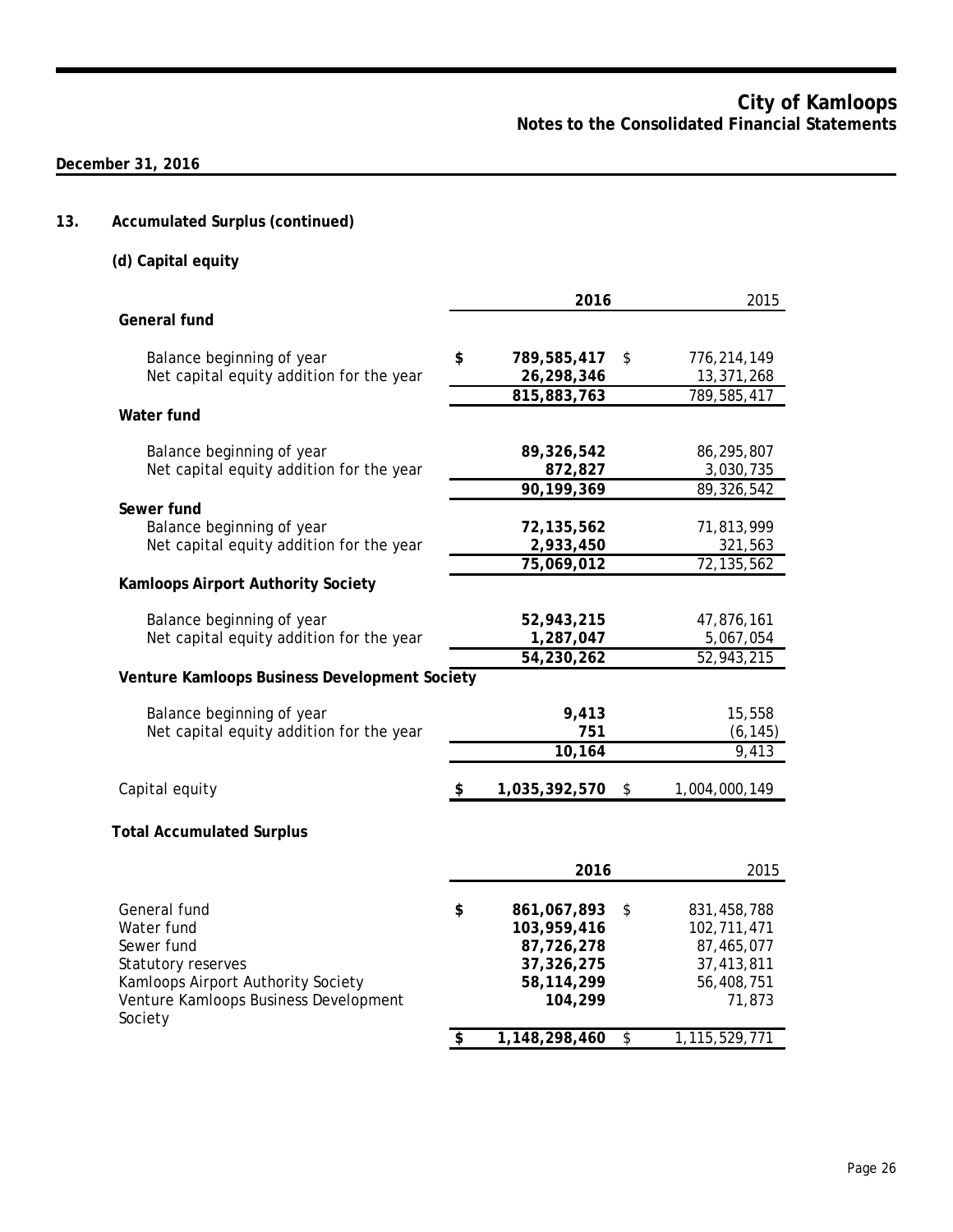## 13. Accumulated Surplus (continued)

### (d) Capital equity

| | 2016 | 2015 |
|---|---|---|
| **General fund** | | |
| Balance beginning of year | $ 789,585,417 | $ 776,214,149 |
| Net capital equity addition for the year | 26,298,346 | 13,371,268 |
| | 815,883,763 | 789,585,417 |
| **Water fund** | | |
| Balance beginning of year | 89,326,542 | 86,295,807 |
| Net capital equity addition for the year | 872,827 | 3,030,735 |
| | 90,199,369 | 89,326,542 |
| **Sewer fund** | | |
| Balance beginning of year | 72,135,562 | 71,813,999 |
| Net capital equity addition for the year | 2,933,450 | 321,563 |
| | 75,069,012 | 72,135,562 |
| **Kamloops Airport Authority Society** | | |
| Balance beginning of year | 52,943,215 | 47,876,161 |
| Net capital equity addition for the year | 1,287,047 | 5,067,054 |
| | 54,230,262 | 52,943,215 |
| **Venture Kamloops Business Development Society** | | |
| Balance beginning of year | 9,413 | 15,558 |
| Net capital equity addition for the year | 751 | (6,145) |
| | 10,164 | 9,413 |
| Capital equity | $ 1,035,392,570 | $ 1,004,000,149 |

### Total Accumulated Surplus

| | 2016 | 2015 |
|---|---|---|
| General fund | $ 861,067,893 | $ 831,458,788 |
| Water fund | 103,959,416 | 102,711,471 |
| Sewer fund | 87,726,278 | 87,465,077 |
| Statutory reserves | 37,326,275 | 37,413,811 |
| Kamloops Airport Authority Society | 58,114,299 | 56,408,751 |
| Venture Kamloops Business Development Society | 104,299 | 71,873 |
| | $ 1,148,298,460 | $ 1,115,529,771 |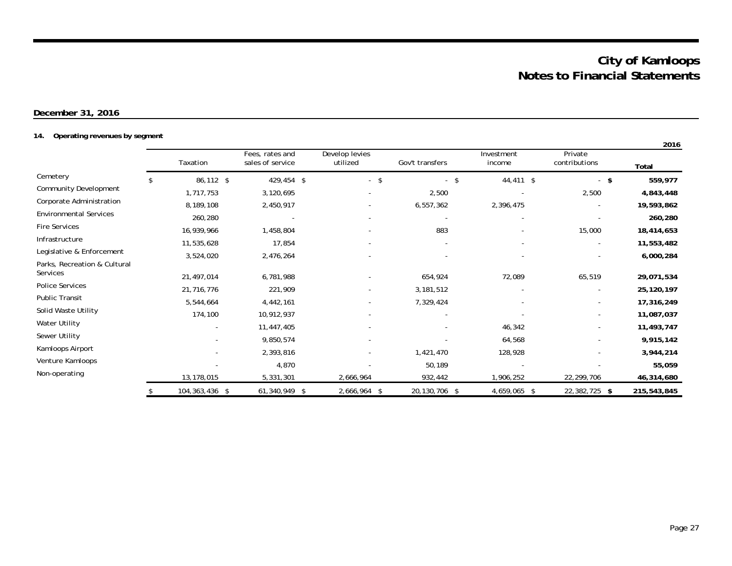# City of Kamloops
## Notes to Financial Statements

**December 31, 2016**

### 14. Operating revenues by segment

| | | | | | | | **2016** |
|---|---|---|---|---|---|---|---|
| | Taxation | Fees, rates and sales of service | Develop levies utilized | Gov't transfers | Investment income | Private contributions | **Total** |
| Cemetery | $ 86,112 | $ 429,454 | $ - | $ - | $ 44,411 | $ - | **$ 559,977** |
| Community Development | 1,717,753 | 3,120,695 | - | 2,500 | - | 2,500 | **4,843,448** |
| Corporate Administration | 8,189,108 | 2,450,917 | - | 6,557,362 | 2,396,475 | - | **19,593,862** |
| Environmental Services | 260,280 | - | - | - | - | - | **260,280** |
| Fire Services | 16,939,966 | 1,458,804 | - | 883 | - | 15,000 | **18,414,653** |
| Infrastructure | 11,535,628 | 17,854 | - | - | - | - | **11,553,482** |
| Legislative & Enforcement | 3,524,020 | 2,476,264 | - | - | - | - | **6,000,284** |
| Parks, Recreation & Cultural Services | 21,497,014 | 6,781,988 | - | 654,924 | 72,089 | 65,519 | **29,071,534** |
| Police Services | 21,716,776 | 221,909 | - | 3,181,512 | - | - | **25,120,197** |
| Public Transit | 5,544,664 | 4,442,161 | - | 7,329,424 | - | - | **17,316,249** |
| Solid Waste Utility | 174,100 | 10,912,937 | - | - | - | - | **11,087,037** |
| Water Utility | - | 11,447,405 | - | - | 46,342 | - | **11,493,747** |
| Sewer Utility | - | 9,850,574 | - | - | 64,568 | - | **9,915,142** |
| Kamloops Airport | - | 2,393,816 | - | 1,421,470 | 128,928 | - | **3,944,214** |
| Venture Kamloops | - | 4,870 | - | 50,189 | - | - | **55,059** |
| Non-operating | 13,178,015 | 5,331,301 | 2,666,964 | 932,442 | 1,906,252 | 22,299,706 | **46,314,680** |
| | $ 104,363,436 | $ 61,340,949 | $ 2,666,964 | $ 20,130,706 | $ 4,659,065 | $ 22,382,725 | **$ 215,543,845** |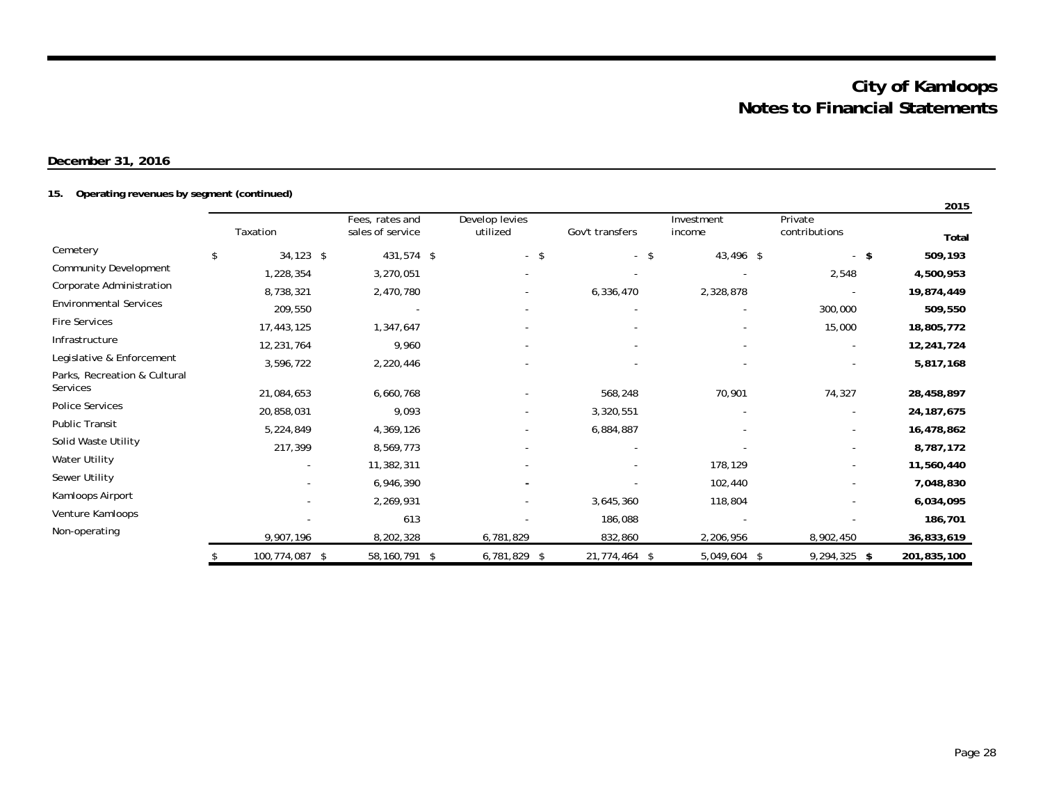# City of Kamloops
# Notes to Financial Statements

**December 31, 2016**

**15. Operating revenues by segment (continued)**

**2015**

| | Taxation | Fees, rates and sales of service | Develop levies utilized | Gov't transfers | Investment income | Private contributions | **Total** |
|---|---|---|---|---|---|---|---|
| Cemetery | $ 34,123 | $ 431,574 | $ - | $ - | $ 43,496 | $ - | **$ 509,193** |
| Community Development | 1,228,354 | 3,270,051 | - | - | - | 2,548 | **4,500,953** |
| Corporate Administration | 8,738,321 | 2,470,780 | - | 6,336,470 | 2,328,878 | - | **19,874,449** |
| Environmental Services | 209,550 | - | - | - | - | 300,000 | **509,550** |
| Fire Services | 17,443,125 | 1,347,647 | - | - | - | 15,000 | **18,805,772** |
| Infrastructure | 12,231,764 | 9,960 | - | - | - | - | **12,241,724** |
| Legislative & Enforcement | 3,596,722 | 2,220,446 | - | - | - | - | **5,817,168** |
| Parks, Recreation & Cultural Services | 21,084,653 | 6,660,768 | - | 568,248 | 70,901 | 74,327 | **28,458,897** |
| Police Services | 20,858,031 | 9,093 | - | 3,320,551 | - | - | **24,187,675** |
| Public Transit | 5,224,849 | 4,369,126 | - | 6,884,887 | - | - | **16,478,862** |
| Solid Waste Utility | 217,399 | 8,569,773 | - | - | - | - | **8,787,172** |
| Water Utility | - | 11,382,311 | - | - | 178,129 | - | **11,560,440** |
| Sewer Utility | - | 6,946,390 | - | - | 102,440 | - | **7,048,830** |
| Kamloops Airport | - | 2,269,931 | - | 3,645,360 | 118,804 | - | **6,034,095** |
| Venture Kamloops | - | 613 | - | 186,088 | - | - | **186,701** |
| Non-operating | 9,907,196 | 8,202,328 | 6,781,829 | 832,860 | 2,206,956 | 8,902,450 | **36,833,619** |
| | $ 100,774,087 | $ 58,160,791 | $ 6,781,829 | $ 21,774,464 | $ 5,049,604 | $ 9,294,325 | **$ 201,835,100** |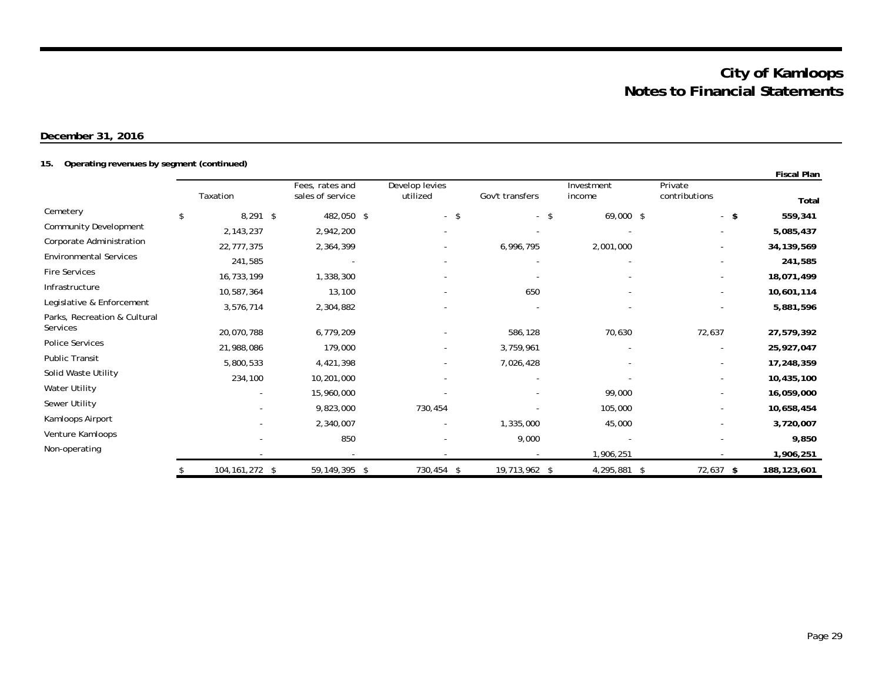# City of Kamloops
# Notes to Financial Statements

**December 31, 2016**

**15. Operating revenues by segment (continued)**

**Fiscal Plan**

| | Taxation | Fees, rates and sales of service | Develop levies utilized | Gov't transfers | Investment income | Private contributions | **Total** |
|---|---|---|---|---|---|---|---|
| Cemetery | $ 8,291 | $ 482,050 | $ - | $ - | $ 69,000 | $ - | **$ 559,341** |
| Community Development | 2,143,237 | 2,942,200 | - | - | - | - | **5,085,437** |
| Corporate Administration | 22,777,375 | 2,364,399 | - | 6,996,795 | 2,001,000 | - | **34,139,569** |
| Environmental Services | 241,585 | - | - | - | - | - | **241,585** |
| Fire Services | 16,733,199 | 1,338,300 | - | - | - | - | **18,071,499** |
| Infrastructure | 10,587,364 | 13,100 | - | 650 | - | - | **10,601,114** |
| Legislative & Enforcement | 3,576,714 | 2,304,882 | - | - | - | - | **5,881,596** |
| Parks, Recreation & Cultural Services | 20,070,788 | 6,779,209 | - | 586,128 | 70,630 | 72,637 | **27,579,392** |
| Police Services | 21,988,086 | 179,000 | - | 3,759,961 | - | - | **25,927,047** |
| Public Transit | 5,800,533 | 4,421,398 | - | 7,026,428 | - | - | **17,248,359** |
| Solid Waste Utility | 234,100 | 10,201,000 | - | - | - | - | **10,435,100** |
| Water Utility | - | 15,960,000 | - | - | 99,000 | - | **16,059,000** |
| Sewer Utility | - | 9,823,000 | 730,454 | - | 105,000 | - | **10,658,454** |
| Kamloops Airport | - | 2,340,007 | - | 1,335,000 | 45,000 | - | **3,720,007** |
| Venture Kamloops | - | 850 | - | 9,000 | - | - | **9,850** |
| Non-operating | - | - | - | - | 1,906,251 | - | **1,906,251** |
| | $ 104,161,272 | $ 59,149,395 | $ 730,454 | $ 19,713,962 | $ 4,295,881 | $ 72,637 | **$ 188,123,601** |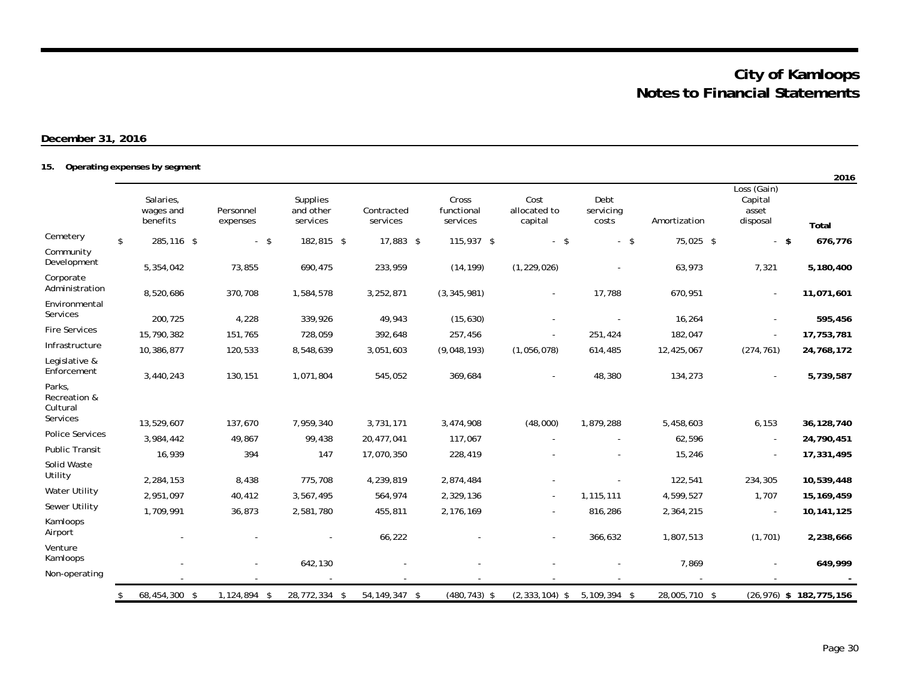# City of Kamloops
# Notes to Financial Statements

**December 31, 2016**

**15. Operating expenses by segment**

**2016**

| | Salaries, wages and benefits | Personnel expenses | Supplies and other services | Contracted services | Cross functional services | Cost allocated to capital | Debt servicing costs | Amortization | Loss (Gain) Capital asset disposal | **Total** |
|---|---|---|---|---|---|---|---|---|---|---|
| Cemetery | $ 285,116 | $ - | $ 182,815 | $ 17,883 | $ 115,937 | $ - | $ - | $ 75,025 | $ - | **$ 676,776** |
| Community Development | 5,354,042 | 73,855 | 690,475 | 233,959 | (14,199) | (1,229,026) | - | 63,973 | 7,321 | **5,180,400** |
| Corporate Administration | 8,520,686 | 370,708 | 1,584,578 | 3,252,871 | (3,345,981) | - | 17,788 | 670,951 | - | **11,071,601** |
| Environmental Services | 200,725 | 4,228 | 339,926 | 49,943 | (15,630) | - | - | 16,264 | - | **595,456** |
| Fire Services | 15,790,382 | 151,765 | 728,059 | 392,648 | 257,456 | - | 251,424 | 182,047 | - | **17,753,781** |
| Infrastructure | 10,386,877 | 120,533 | 8,548,639 | 3,051,603 | (9,048,193) | (1,056,078) | 614,485 | 12,425,067 | (274,761) | **24,768,172** |
| Legislative & Enforcement | 3,440,243 | 130,151 | 1,071,804 | 545,052 | 369,684 | - | 48,380 | 134,273 | - | **5,739,587** |
| Parks, Recreation & Cultural Services | 13,529,607 | 137,670 | 7,959,340 | 3,731,171 | 3,474,908 | (48,000) | 1,879,288 | 5,458,603 | 6,153 | **36,128,740** |
| Police Services | 3,984,442 | 49,867 | 99,438 | 20,477,041 | 117,067 | - | - | 62,596 | - | **24,790,451** |
| Public Transit | 16,939 | 394 | 147 | 17,070,350 | 228,419 | - | - | 15,246 | - | **17,331,495** |
| Solid Waste Utility | 2,284,153 | 8,438 | 775,708 | 4,239,819 | 2,874,484 | - | - | 122,541 | 234,305 | **10,539,448** |
| Water Utility | 2,951,097 | 40,412 | 3,567,495 | 564,974 | 2,329,136 | - | 1,115,111 | 4,599,527 | 1,707 | **15,169,459** |
| Sewer Utility | 1,709,991 | 36,873 | 2,581,780 | 455,811 | 2,176,169 | - | 816,286 | 2,364,215 | - | **10,141,125** |
| Kamloops Airport | - | - | - | 66,222 | - | - | 366,632 | 1,807,513 | (1,701) | **2,238,666** |
| Venture Kamloops | - | - | 642,130 | - | - | - | - | 7,869 | - | **649,999** |
| Non-operating | - | - | - | - | - | - | - | - | - | **-** |
| | $ 68,454,300 | $ 1,124,894 | $ 28,772,334 | $ 54,149,347 | $ (480,743) | $ (2,333,104) | $ 5,109,394 | $ 28,005,710 | $ (26,976) | **$ 182,775,156** |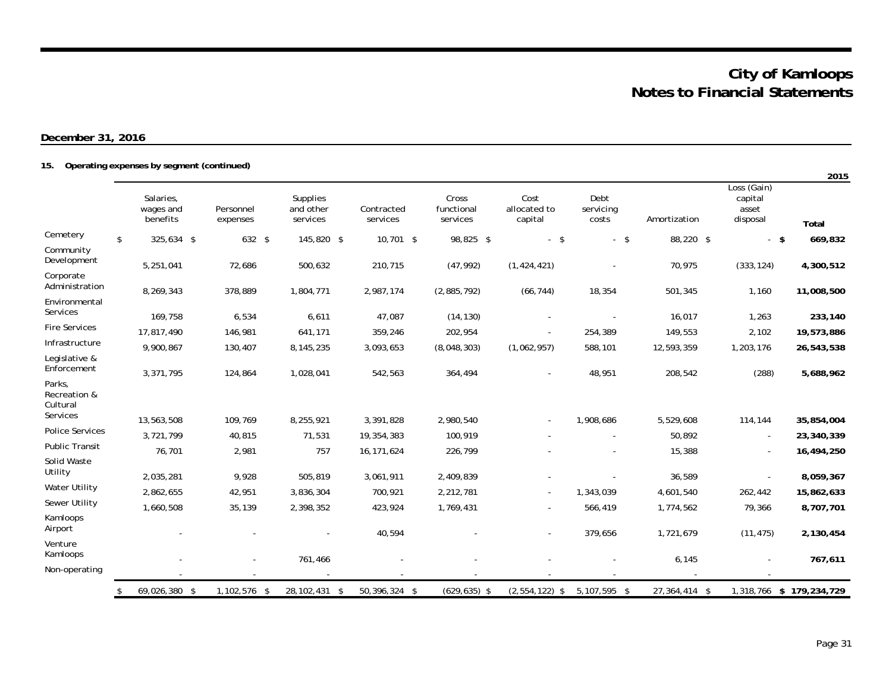# City of Kamloops
# Notes to Financial Statements

**December 31, 2016**

**15. Operating expenses by segment (continued)**

**2015**

| | Salaries, wages and benefits | Personnel expenses | Supplies and other services | Contracted services | Cross functional services | Cost allocated to capital | Debt servicing costs | Amortization | Loss (Gain) capital asset disposal | **Total** |
|---|---|---|---|---|---|---|---|---|---|---|
| Cemetery | $ 325,634 | $ 632 | $ 145,820 | $ 10,701 | $ 98,825 | $ - | $ - | $ 88,220 | $ - | **$ 669,832** |
| Community Development | 5,251,041 | 72,686 | 500,632 | 210,715 | (47,992) | (1,424,421) | - | 70,975 | (333,124) | **4,300,512** |
| Corporate Administration | 8,269,343 | 378,889 | 1,804,771 | 2,987,174 | (2,885,792) | (66,744) | 18,354 | 501,345 | 1,160 | **11,008,500** |
| Environmental Services | 169,758 | 6,534 | 6,611 | 47,087 | (14,130) | - | - | 16,017 | 1,263 | **233,140** |
| Fire Services | 17,817,490 | 146,981 | 641,171 | 359,246 | 202,954 | - | 254,389 | 149,553 | 2,102 | **19,573,886** |
| Infrastructure | 9,900,867 | 130,407 | 8,145,235 | 3,093,653 | (8,048,303) | (1,062,957) | 588,101 | 12,593,359 | 1,203,176 | **26,543,538** |
| Legislative & Enforcement | 3,371,795 | 124,864 | 1,028,041 | 542,563 | 364,494 | - | 48,951 | 208,542 | (288) | **5,688,962** |
| Parks, Recreation & Cultural Services | 13,563,508 | 109,769 | 8,255,921 | 3,391,828 | 2,980,540 | - | 1,908,686 | 5,529,608 | 114,144 | **35,854,004** |
| Police Services | 3,721,799 | 40,815 | 71,531 | 19,354,383 | 100,919 | - | - | 50,892 | - | **23,340,339** |
| Public Transit | 76,701 | 2,981 | 757 | 16,171,624 | 226,799 | - | - | 15,388 | - | **16,494,250** |
| Solid Waste Utility | 2,035,281 | 9,928 | 505,819 | 3,061,911 | 2,409,839 | - | - | 36,589 | - | **8,059,367** |
| Water Utility | 2,862,655 | 42,951 | 3,836,304 | 700,921 | 2,212,781 | - | 1,343,039 | 4,601,540 | 262,442 | **15,862,633** |
| Sewer Utility | 1,660,508 | 35,139 | 2,398,352 | 423,924 | 1,769,431 | - | 566,419 | 1,774,562 | 79,366 | **8,707,701** |
| Kamloops Airport | - | - | - | 40,594 | - | - | 379,656 | 1,721,679 | (11,475) | **2,130,454** |
| Venture Kamloops | - | - | 761,466 | - | - | - | - | 6,145 | - | **767,611** |
| Non-operating | - | - | - | - | - | - | - | - | - | |
| | $ 69,026,380 | $ 1,102,576 | $ 28,102,431 | $ 50,396,324 | $ (629,635) | $ (2,554,122) | $ 5,107,595 | $ 27,364,414 | $ 1,318,766 | **$ 179,234,729** |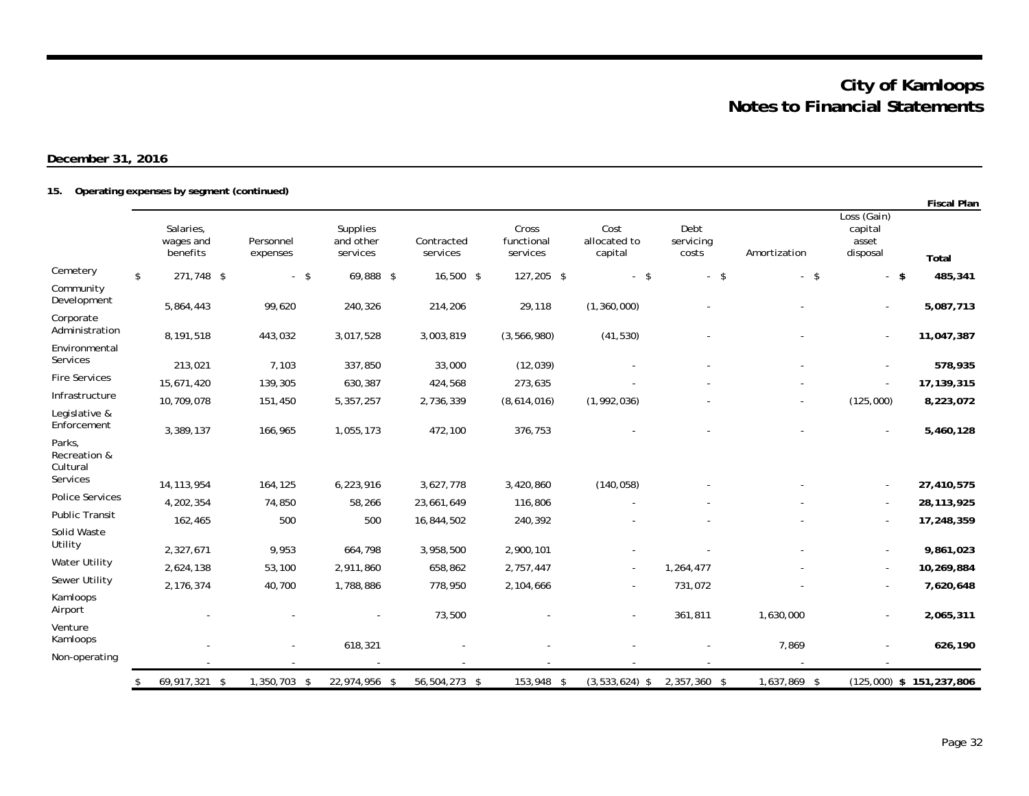# City of Kamloops
## Notes to Financial Statements

**December 31, 2016**

### 15. Operating expenses by segment (continued)

**Fiscal Plan**

| | Salaries, wages and benefits | Personnel expenses | Supplies and other services | Contracted services | Cross functional services | Cost allocated to capital | Debt servicing costs | Amortization | Loss (Gain) capital asset disposal | **Total** |
|---|---|---|---|---|---|---|---|---|---|---|
| Cemetery | $ 271,748 | $ - | $ 69,888 | $ 16,500 | $ 127,205 | $ - | $ - | $ - | $ - | **$ 485,341** |
| Community Development | 5,864,443 | 99,620 | 240,326 | 214,206 | 29,118 | (1,360,000) | - | - | - | **5,087,713** |
| Corporate Administration | 8,191,518 | 443,032 | 3,017,528 | 3,003,819 | (3,566,980) | (41,530) | - | - | - | **11,047,387** |
| Environmental Services | 213,021 | 7,103 | 337,850 | 33,000 | (12,039) | - | - | - | - | **578,935** |
| Fire Services | 15,671,420 | 139,305 | 630,387 | 424,568 | 273,635 | - | - | - | - | **17,139,315** |
| Infrastructure | 10,709,078 | 151,450 | 5,357,257 | 2,736,339 | (8,614,016) | (1,992,036) | - | - | (125,000) | **8,223,072** |
| Legislative & Enforcement | 3,389,137 | 166,965 | 1,055,173 | 472,100 | 376,753 | - | - | - | - | **5,460,128** |
| Parks, Recreation & Cultural Services | 14,113,954 | 164,125 | 6,223,916 | 3,627,778 | 3,420,860 | (140,058) | - | - | - | **27,410,575** |
| Police Services | 4,202,354 | 74,850 | 58,266 | 23,661,649 | 116,806 | - | - | - | - | **28,113,925** |
| Public Transit | 162,465 | 500 | 500 | 16,844,502 | 240,392 | - | - | - | - | **17,248,359** |
| Solid Waste Utility | 2,327,671 | 9,953 | 664,798 | 3,958,500 | 2,900,101 | - | - | - | - | **9,861,023** |
| Water Utility | 2,624,138 | 53,100 | 2,911,860 | 658,862 | 2,757,447 | - | 1,264,477 | - | - | **10,269,884** |
| Sewer Utility | 2,176,374 | 40,700 | 1,788,886 | 778,950 | 2,104,666 | - | 731,072 | - | - | **7,620,648** |
| Kamloops Airport | - | - | - | 73,500 | - | - | 361,811 | 1,630,000 | - | **2,065,311** |
| Venture Kamloops | - | - | 618,321 | - | - | - | - | 7,869 | - | **626,190** |
| Non-operating | - | - | - | - | - | - | - | - | - | |
| | $ 69,917,321 | $ 1,350,703 | $ 22,974,956 | $ 56,504,273 | $ 153,948 | $ (3,533,624) | $ 2,357,360 | $ 1,637,869 | $ (125,000) | **$ 151,237,806** |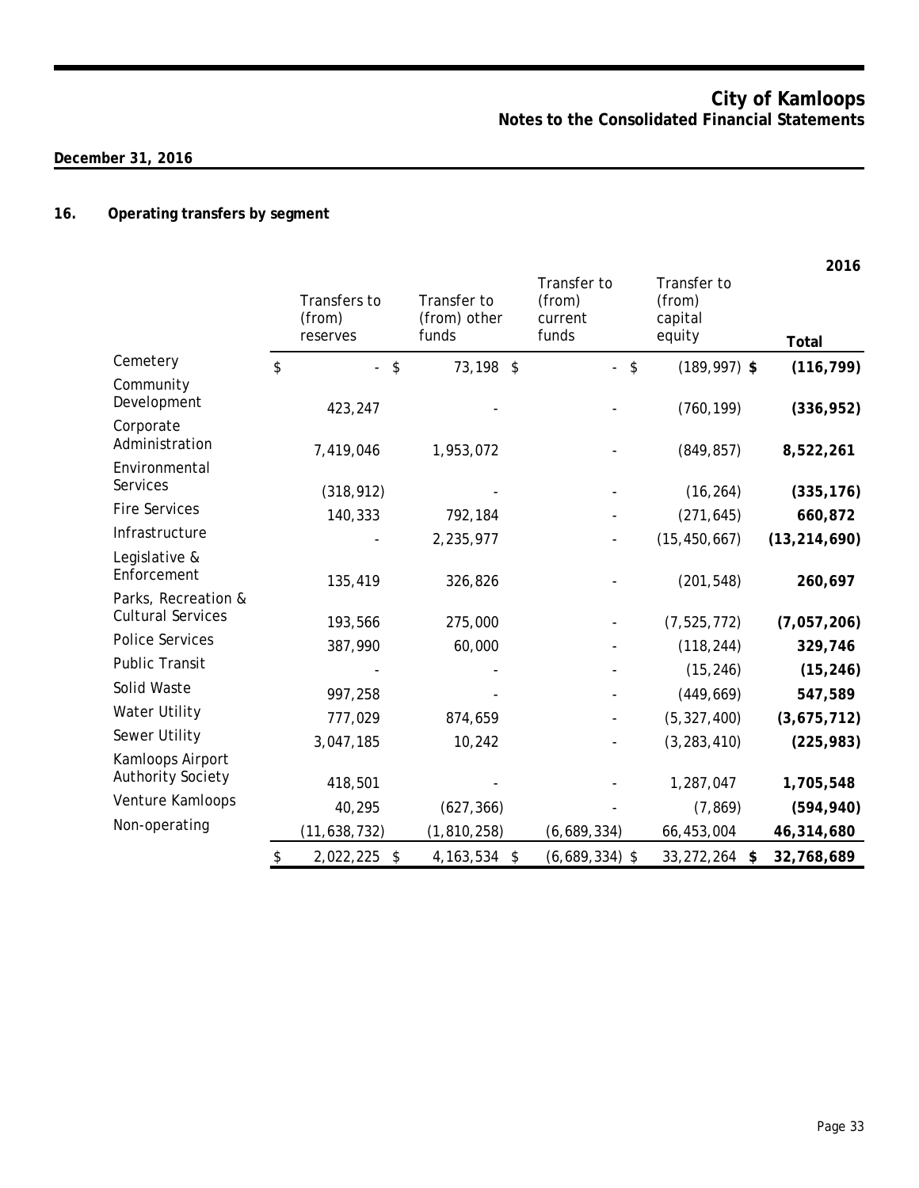# City of Kamloops
## Notes to the Consolidated Financial Statements

**December 31, 2016**

## 16. Operating transfers by segment

| | Transfers to (from) reserves | Transfer to (from) other funds | Transfer to (from) current funds | Transfer to (from) capital equity | 2016 Total |
|---|---|---|---|---|---|
| Cemetery | $ - | $ 73,198 | $ - | $ (189,997) | **$ (116,799)** |
| Community Development | 423,247 | - | - | (760,199) | **(336,952)** |
| Corporate Administration | 7,419,046 | 1,953,072 | - | (849,857) | **8,522,261** |
| Environmental Services | (318,912) | - | - | (16,264) | **(335,176)** |
| Fire Services | 140,333 | 792,184 | - | (271,645) | **660,872** |
| Infrastructure | - | 2,235,977 | - | (15,450,667) | **(13,214,690)** |
| Legislative & Enforcement | 135,419 | 326,826 | - | (201,548) | **260,697** |
| Parks, Recreation & Cultural Services | 193,566 | 275,000 | - | (7,525,772) | **(7,057,206)** |
| Police Services | 387,990 | 60,000 | - | (118,244) | **329,746** |
| Public Transit | - | - | - | (15,246) | **(15,246)** |
| Solid Waste | 997,258 | - | - | (449,669) | **547,589** |
| Water Utility | 777,029 | 874,659 | - | (5,327,400) | **(3,675,712)** |
| Sewer Utility | 3,047,185 | 10,242 | - | (3,283,410) | **(225,983)** |
| Kamloops Airport Authority Society | 418,501 | - | - | 1,287,047 | **1,705,548** |
| Venture Kamloops | 40,295 | (627,366) | - | (7,869) | **(594,940)** |
| Non-operating | (11,638,732) | (1,810,258) | (6,689,334) | 66,453,004 | **46,314,680** |
| | $ 2,022,225 | $ 4,163,534 | $ (6,689,334) | $ 33,272,264 | **$ 32,768,689** |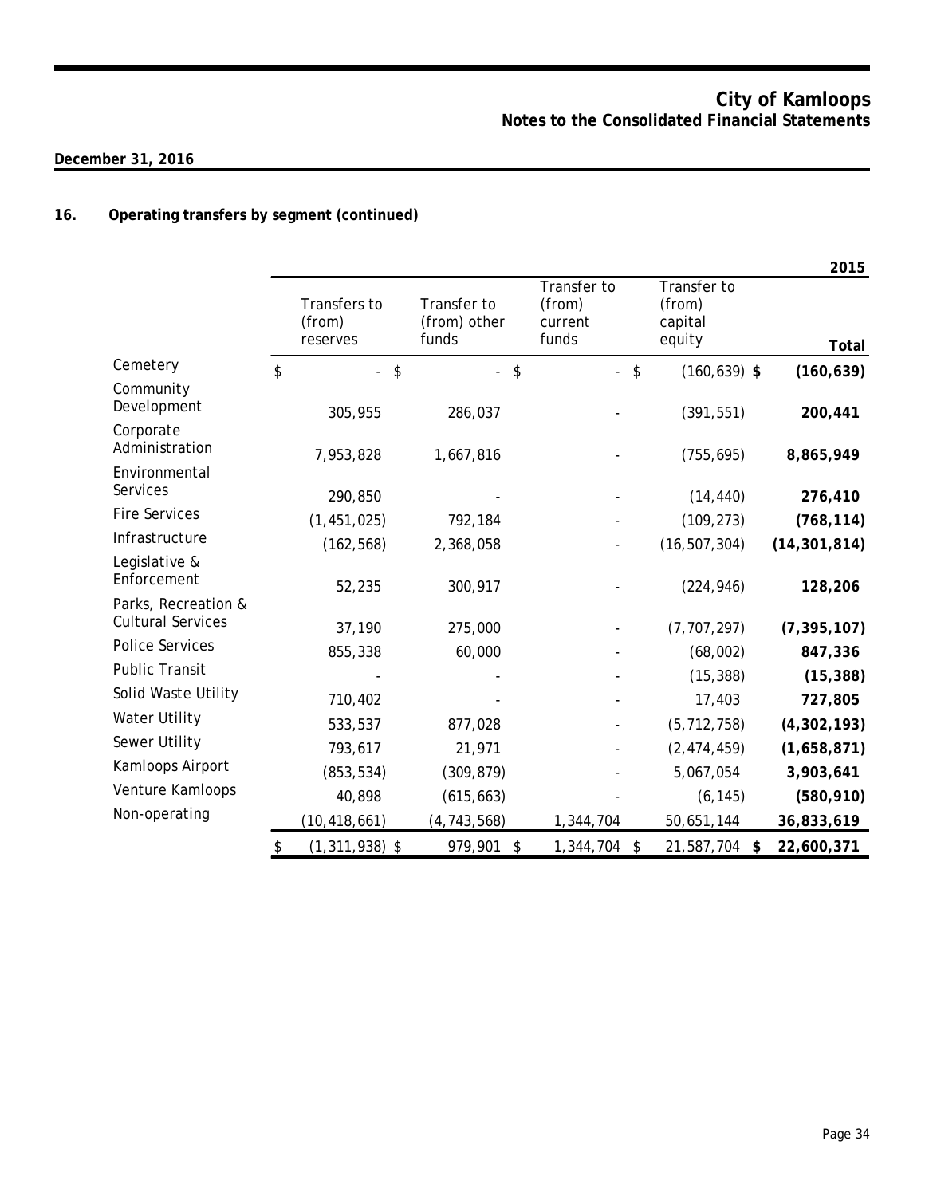# City of Kamloops
## Notes to the Consolidated Financial Statements

**December 31, 2016**

### 16. Operating transfers by segment (continued)

| | | | | | **2015** |
|---|---|---|---|---|---|
| | Transfers to (from) reserves | Transfer to (from) other funds | Transfer to (from) current funds | Transfer to (from) capital equity | **Total** |
| Cemetery | $ - | $ - | $ - | $ (160,639) | **$ (160,639)** |
| Community Development | 305,955 | 286,037 | - | (391,551) | **200,441** |
| Corporate Administration | 7,953,828 | 1,667,816 | - | (755,695) | **8,865,949** |
| Environmental Services | 290,850 | - | - | (14,440) | **276,410** |
| Fire Services | (1,451,025) | 792,184 | - | (109,273) | **(768,114)** |
| Infrastructure | (162,568) | 2,368,058 | - | (16,507,304) | **(14,301,814)** |
| Legislative & Enforcement | 52,235 | 300,917 | - | (224,946) | **128,206** |
| Parks, Recreation & Cultural Services | 37,190 | 275,000 | - | (7,707,297) | **(7,395,107)** |
| Police Services | 855,338 | 60,000 | - | (68,002) | **847,336** |
| Public Transit | - | - | - | (15,388) | **(15,388)** |
| Solid Waste Utility | 710,402 | - | - | 17,403 | **727,805** |
| Water Utility | 533,537 | 877,028 | - | (5,712,758) | **(4,302,193)** |
| Sewer Utility | 793,617 | 21,971 | - | (2,474,459) | **(1,658,871)** |
| Kamloops Airport | (853,534) | (309,879) | - | 5,067,054 | **3,903,641** |
| Venture Kamloops | 40,898 | (615,663) | - | (6,145) | **(580,910)** |
| Non-operating | (10,418,661) | (4,743,568) | 1,344,704 | 50,651,144 | **36,833,619** |
| | $ (1,311,938) | $ 979,901 | $ 1,344,704 | $ 21,587,704 | **$ 22,600,371** |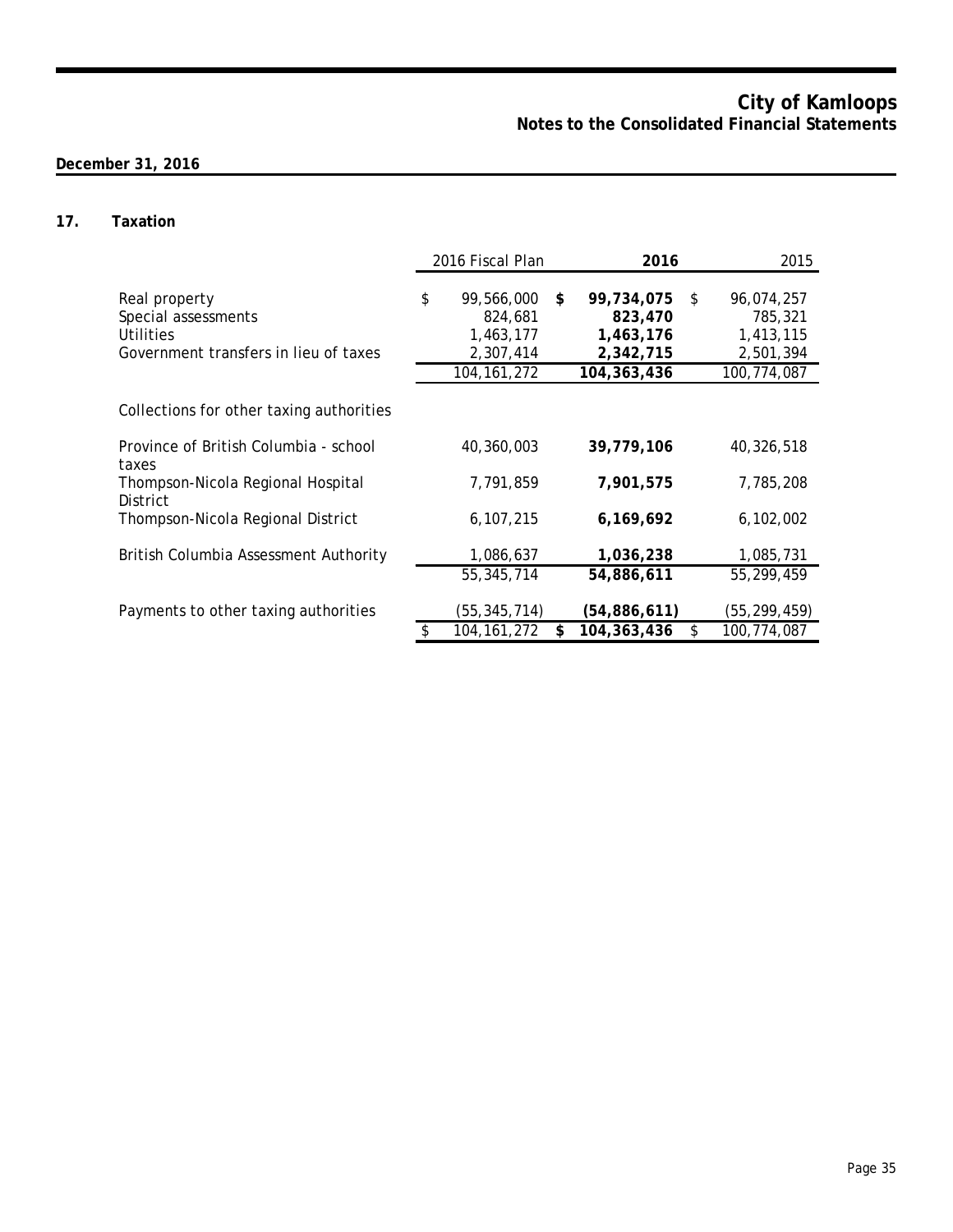City of Kamloops
Notes to the Consolidated Financial Statements

**December 31, 2016**

## 17. Taxation

| | 2016 Fiscal Plan | 2016 | 2015 |
|---|---|---|---|
| Real property | $ 99,566,000 | **$ 99,734,075** | $ 96,074,257 |
| Special assessments | 824,681 | **823,470** | 785,321 |
| Utilities | 1,463,177 | **1,463,176** | 1,413,115 |
| Government transfers in lieu of taxes | 2,307,414 | **2,342,715** | 2,501,394 |
| | 104,161,272 | **104,363,436** | 100,774,087 |
| Collections for other taxing authorities | | | |
| Province of British Columbia - school taxes | 40,360,003 | **39,779,106** | 40,326,518 |
| Thompson-Nicola Regional Hospital District | 7,791,859 | **7,901,575** | 7,785,208 |
| Thompson-Nicola Regional District | 6,107,215 | **6,169,692** | 6,102,002 |
| British Columbia Assessment Authority | 1,086,637 | **1,036,238** | 1,085,731 |
| | 55,345,714 | **54,886,611** | 55,299,459 |
| Payments to other taxing authorities | (55,345,714) | **(54,886,611)** | (55,299,459) |
| | $ 104,161,272 | **$ 104,363,436** | $ 100,774,087 |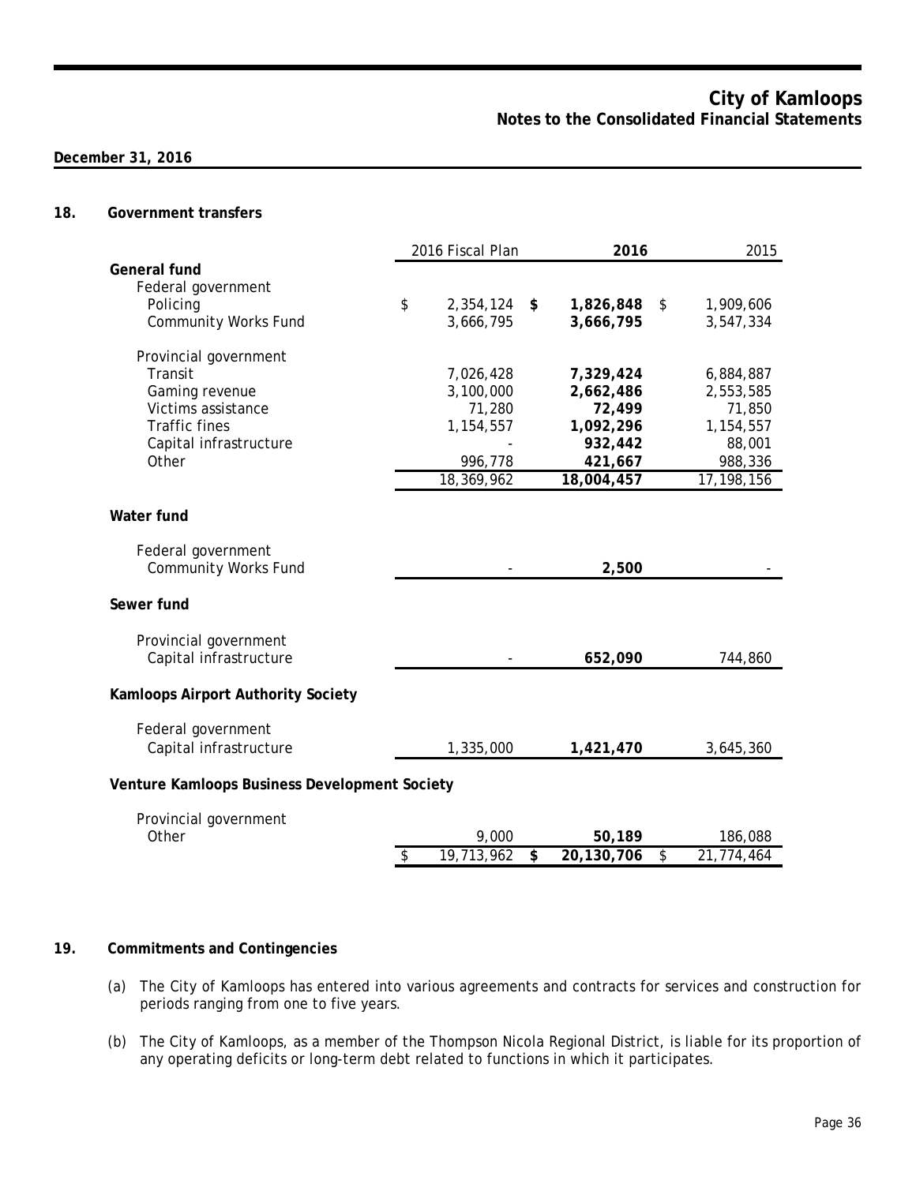## 18. Government transfers

| | 2016 Fiscal Plan | **2016** | 2015 |
|---|---|---|---|
| **General fund** | | | |
| Federal government | | | |
| Policing | $ 2,354,124 | **$ 1,826,848** | $ 1,909,606 |
| Community Works Fund | 3,666,795 | **3,666,795** | 3,547,334 |
| Provincial government | | | |
| Transit | 7,026,428 | **7,329,424** | 6,884,887 |
| Gaming revenue | 3,100,000 | **2,662,486** | 2,553,585 |
| Victims assistance | 71,280 | **72,499** | 71,850 |
| Traffic fines | 1,154,557 | **1,092,296** | 1,154,557 |
| Capital infrastructure | - | **932,442** | 88,001 |
| Other | 996,778 | **421,667** | 988,336 |
| | 18,369,962 | **18,004,457** | 17,198,156 |
| **Water fund** | | | |
| Federal government | | | |
| Community Works Fund | - | **2,500** | - |
| **Sewer fund** | | | |
| Provincial government | | | |
| Capital infrastructure | - | **652,090** | 744,860 |
| **Kamloops Airport Authority Society** | | | |
| Federal government | | | |
| Capital infrastructure | 1,335,000 | **1,421,470** | 3,645,360 |
| **Venture Kamloops Business Development Society** | | | |
| Provincial government | | | |
| Other | 9,000 | **50,189** | 186,088 |
| | $ 19,713,962 | **$ 20,130,706** | $ 21,774,464 |

## 19. Commitments and Contingencies

(a) The City of Kamloops has entered into various agreements and contracts for services and construction for periods ranging from one to five years.

(b) The City of Kamloops, as a member of the Thompson Nicola Regional District, is liable for its proportion of any operating deficits or long-term debt related to functions in which it participates.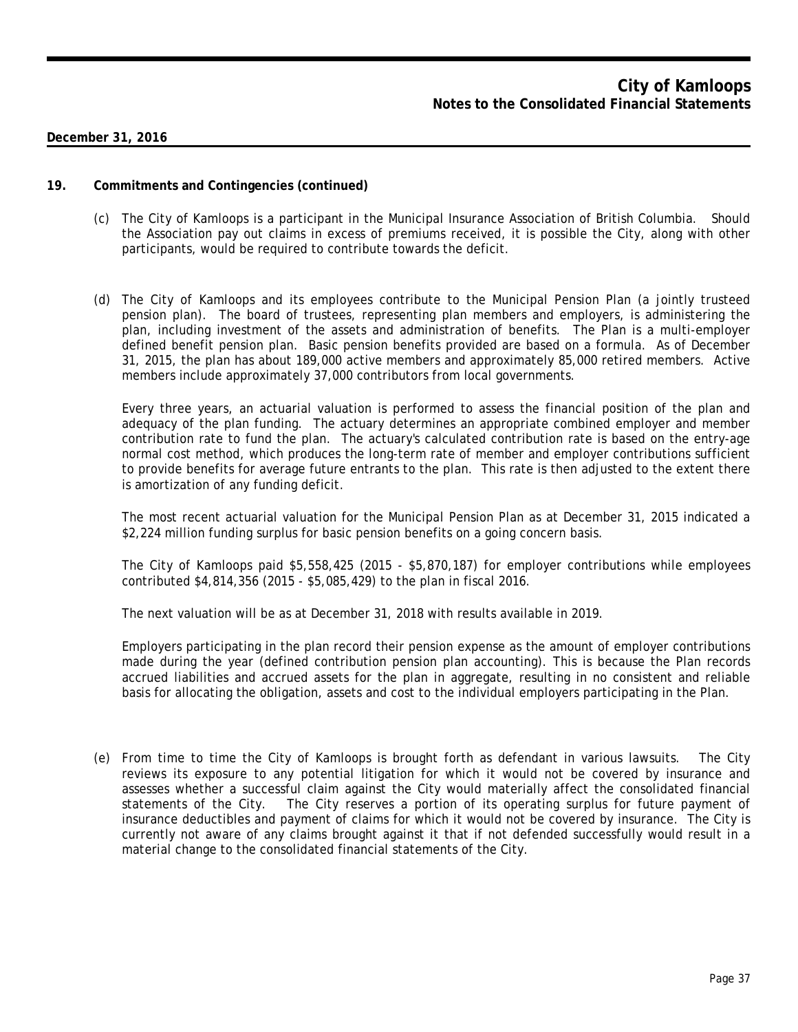## 19. Commitments and Contingencies (continued)

(c) The City of Kamloops is a participant in the Municipal Insurance Association of British Columbia. Should the Association pay out claims in excess of premiums received, it is possible the City, along with other participants, would be required to contribute towards the deficit.

(d) The City of Kamloops and its employees contribute to the Municipal Pension Plan (a jointly trusteed pension plan). The board of trustees, representing plan members and employers, is administering the plan, including investment of the assets and administration of benefits. The Plan is a multi-employer defined benefit pension plan. Basic pension benefits provided are based on a formula. As of December 31, 2015, the plan has about 189,000 active members and approximately 85,000 retired members. Active members include approximately 37,000 contributors from local governments.

Every three years, an actuarial valuation is performed to assess the financial position of the plan and adequacy of the plan funding. The actuary determines an appropriate combined employer and member contribution rate to fund the plan. The actuary's calculated contribution rate is based on the entry-age normal cost method, which produces the long-term rate of member and employer contributions sufficient to provide benefits for average future entrants to the plan. This rate is then adjusted to the extent there is amortization of any funding deficit.

The most recent actuarial valuation for the Municipal Pension Plan as at December 31, 2015 indicated a $2,224 million funding surplus for basic pension benefits on a going concern basis.

The City of Kamloops paid $5,558,425 (2015 - $5,870,187) for employer contributions while employees contributed $4,814,356 (2015 - $5,085,429) to the plan in fiscal 2016.

The next valuation will be as at December 31, 2018 with results available in 2019.

Employers participating in the plan record their pension expense as the amount of employer contributions made during the year (defined contribution pension plan accounting). This is because the Plan records accrued liabilities and accrued assets for the plan in aggregate, resulting in no consistent and reliable basis for allocating the obligation, assets and cost to the individual employers participating in the Plan.

(e) From time to time the City of Kamloops is brought forth as defendant in various lawsuits. The City reviews its exposure to any potential litigation for which it would not be covered by insurance and assesses whether a successful claim against the City would materially affect the consolidated financial statements of the City. The City reserves a portion of its operating surplus for future payment of insurance deductibles and payment of claims for which it would not be covered by insurance. The City is currently not aware of any claims brought against it that if not defended successfully would result in a material change to the consolidated financial statements of the City.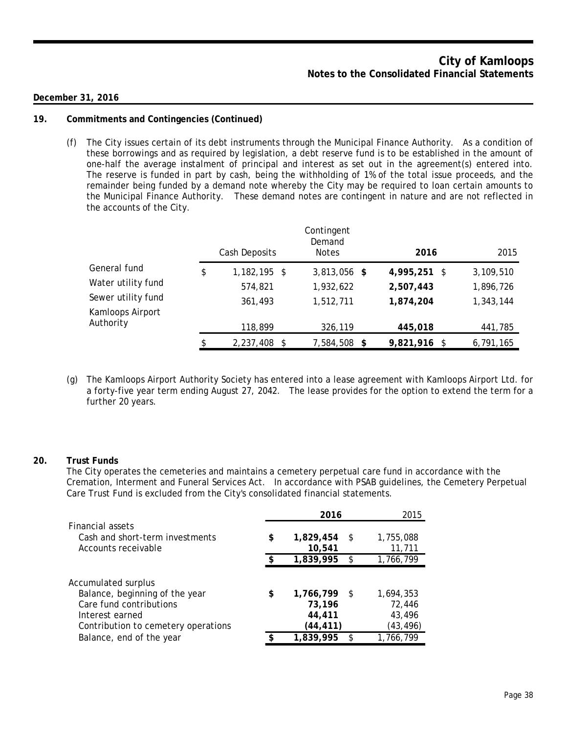**December 31, 2016**

## 19. Commitments and Contingencies (Continued)

(f) The City issues certain of its debt instruments through the Municipal Finance Authority. As a condition of these borrowings and as required by legislation, a debt reserve fund is to be established in the amount of one-half the average instalment of principal and interest as set out in the agreement(s) entered into. The reserve is funded in part by cash, being the withholding of 1% of the total issue proceeds, and the remainder being funded by a demand note whereby the City may be required to loan certain amounts to the Municipal Finance Authority. These demand notes are contingent in nature and are not reflected in the accounts of the City.

| | Cash Deposits | Contingent Demand Notes | **2016** | 2015 |
|---|---|---|---|---|
| General fund | $ 1,182,195 | $ 3,813,056 | **$ 4,995,251** | $ 3,109,510 |
| Water utility fund | 574,821 | 1,932,622 | **2,507,443** | 1,896,726 |
| Sewer utility fund | 361,493 | 1,512,711 | **1,874,204** | 1,343,144 |
| Kamloops Airport Authority | 118,899 | 326,119 | **445,018** | 441,785 |
| | $ 2,237,408 | $ 7,584,508 | **$ 9,821,916** | $ 6,791,165 |

(g) The Kamloops Airport Authority Society has entered into a lease agreement with Kamloops Airport Ltd. for a forty-five year term ending August 27, 2042. The lease provides for the option to extend the term for a further 20 years.

## 20. Trust Funds

The City operates the cemeteries and maintains a cemetery perpetual care fund in accordance with the Cremation, Interment and Funeral Services Act. In accordance with PSAB guidelines, the Cemetery Perpetual Care Trust Fund is excluded from the City's consolidated financial statements.

| | **2016** | 2015 |
|---|---|---|
| Financial assets | | |
| Cash and short-term investments | **$ 1,829,454** | $ 1,755,088 |
| Accounts receivable | **10,541** | 11,711 |
| | **$ 1,839,995** | $ 1,766,799 |
| | | |
| Accumulated surplus | | |
| Balance, beginning of the year | **$ 1,766,799** | $ 1,694,353 |
| Care fund contributions | **73,196** | 72,446 |
| Interest earned | **44,411** | 43,496 |
| Contribution to cemetery operations | **(44,411)** | (43,496) |
| Balance, end of the year | **$ 1,839,995** | $ 1,766,799 |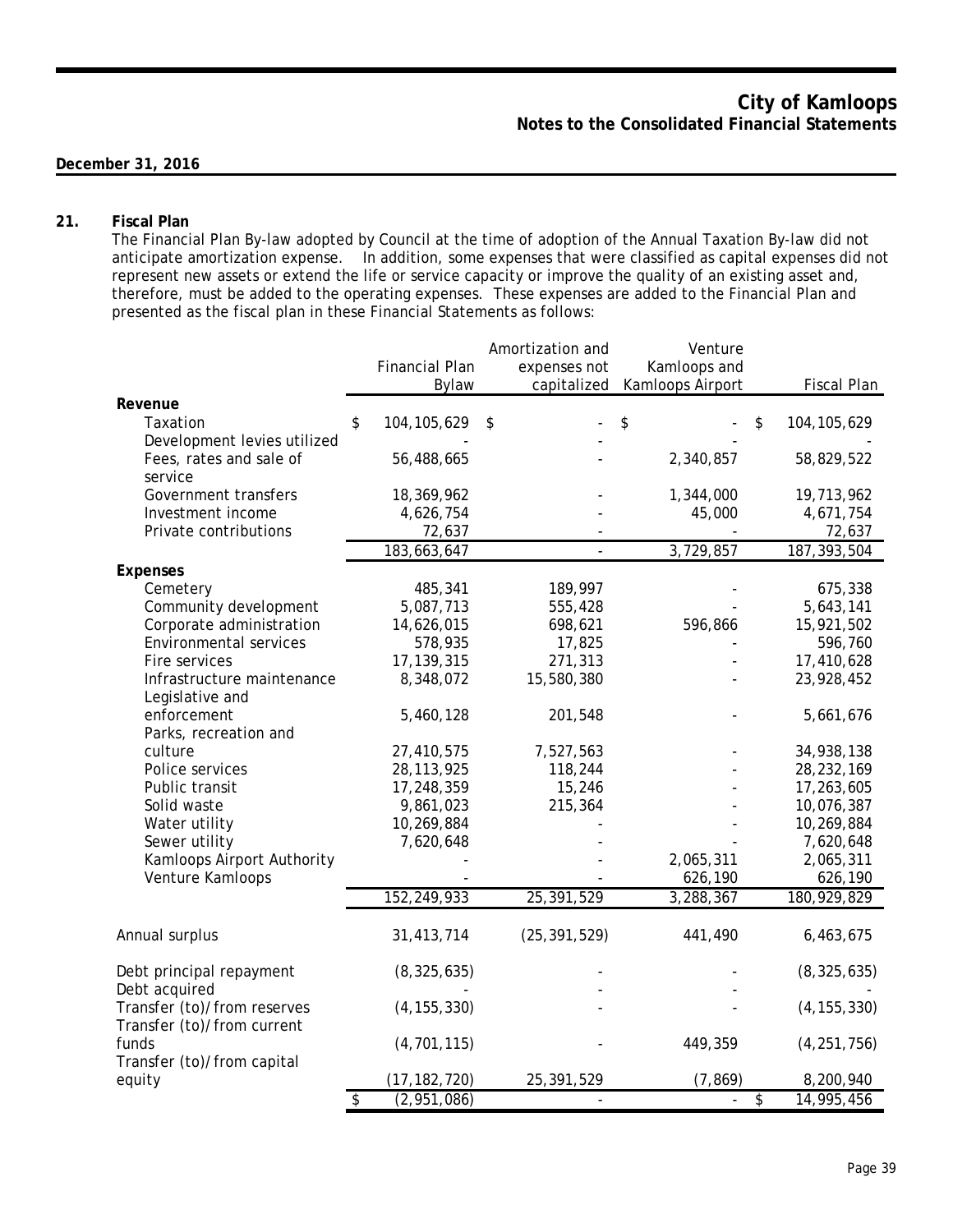**December 31, 2016**

## 21. Fiscal Plan

The Financial Plan By-law adopted by Council at the time of adoption of the Annual Taxation By-law did not anticipate amortization expense. In addition, some expenses that were classified as capital expenses did not represent new assets or extend the life or service capacity or improve the quality of an existing asset and, therefore, must be added to the operating expenses. These expenses are added to the Financial Plan and presented as the fiscal plan in these Financial Statements as follows:

| | Financial Plan Bylaw | Amortization and expenses not capitalized | Venture Kamloops and Kamloops Airport | Fiscal Plan |
|---|---|---|---|---|
| **Revenue** | | | | |
| Taxation | $ 104,105,629 | $ - | $ - | $ 104,105,629 |
| Development levies utilized | - | - | - | - |
| Fees, rates and sale of service | 56,488,665 | - | 2,340,857 | 58,829,522 |
| Government transfers | 18,369,962 | - | 1,344,000 | 19,713,962 |
| Investment income | 4,626,754 | - | 45,000 | 4,671,754 |
| Private contributions | 72,637 | - | - | 72,637 |
| | 183,663,647 | - | 3,729,857 | 187,393,504 |
| **Expenses** | | | | |
| Cemetery | 485,341 | 189,997 | - | 675,338 |
| Community development | 5,087,713 | 555,428 | - | 5,643,141 |
| Corporate administration | 14,626,015 | 698,621 | 596,866 | 15,921,502 |
| Environmental services | 578,935 | 17,825 | - | 596,760 |
| Fire services | 17,139,315 | 271,313 | - | 17,410,628 |
| Infrastructure maintenance | 8,348,072 | 15,580,380 | - | 23,928,452 |
| Legislative and enforcement | 5,460,128 | 201,548 | - | 5,661,676 |
| Parks, recreation and culture | 27,410,575 | 7,527,563 | - | 34,938,138 |
| Police services | 28,113,925 | 118,244 | - | 28,232,169 |
| Public transit | 17,248,359 | 15,246 | - | 17,263,605 |
| Solid waste | 9,861,023 | 215,364 | - | 10,076,387 |
| Water utility | 10,269,884 | - | - | 10,269,884 |
| Sewer utility | 7,620,648 | - | - | 7,620,648 |
| Kamloops Airport Authority | - | - | 2,065,311 | 2,065,311 |
| Venture Kamloops | - | - | 626,190 | 626,190 |
| | 152,249,933 | 25,391,529 | 3,288,367 | 180,929,829 |
| Annual surplus | 31,413,714 | (25,391,529) | 441,490 | 6,463,675 |
| Debt principal repayment | (8,325,635) | - | - | (8,325,635) |
| Debt acquired | - | - | - | - |
| Transfer (to)/from reserves | (4,155,330) | - | - | (4,155,330) |
| Transfer (to)/from current funds | (4,701,115) | - | 449,359 | (4,251,756) |
| Transfer (to)/from capital equity | (17,182,720) | 25,391,529 | (7,869) | 8,200,940 |
| | $ (2,951,086) | - | - | $ 14,995,456 |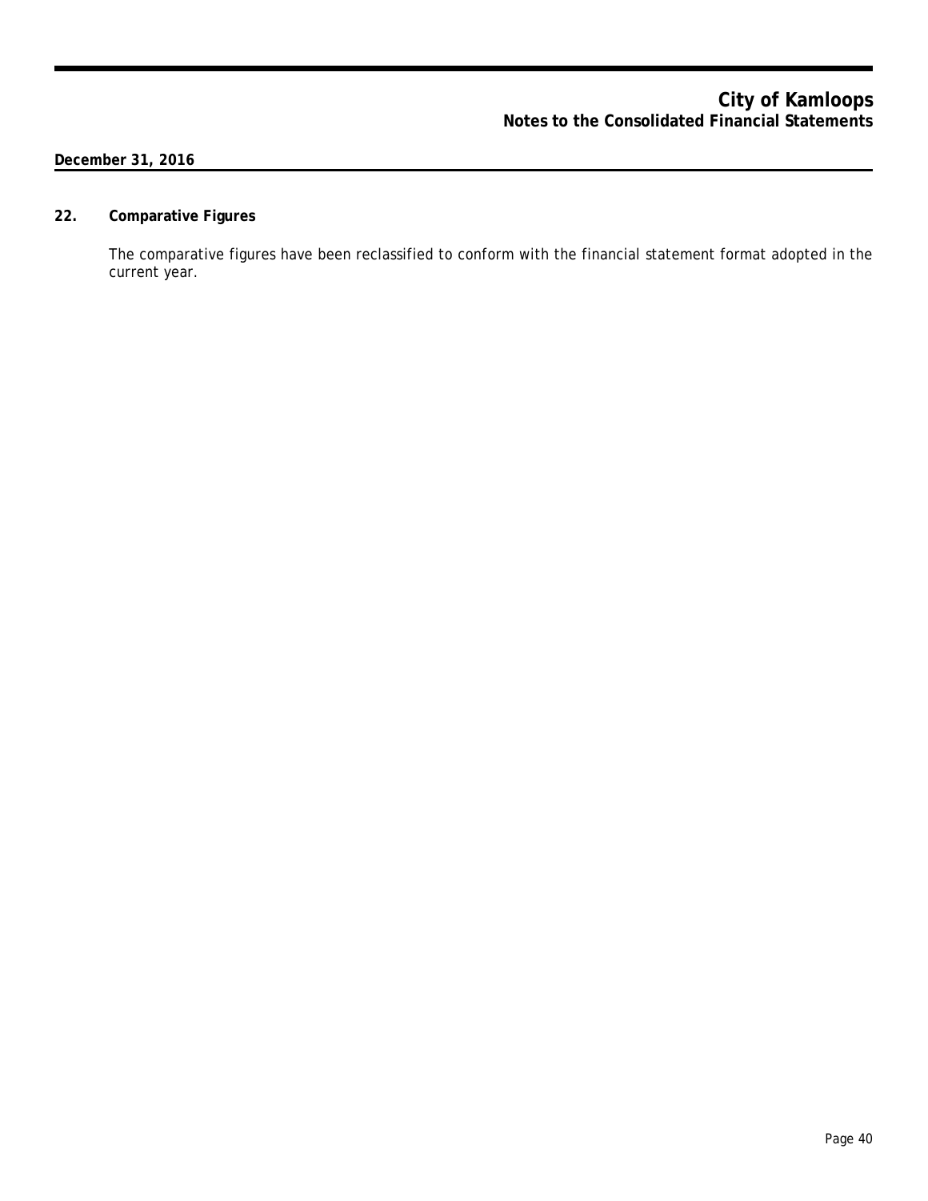## 22. Comparative Figures

The comparative figures have been reclassified to conform with the financial statement format adopted in the current year.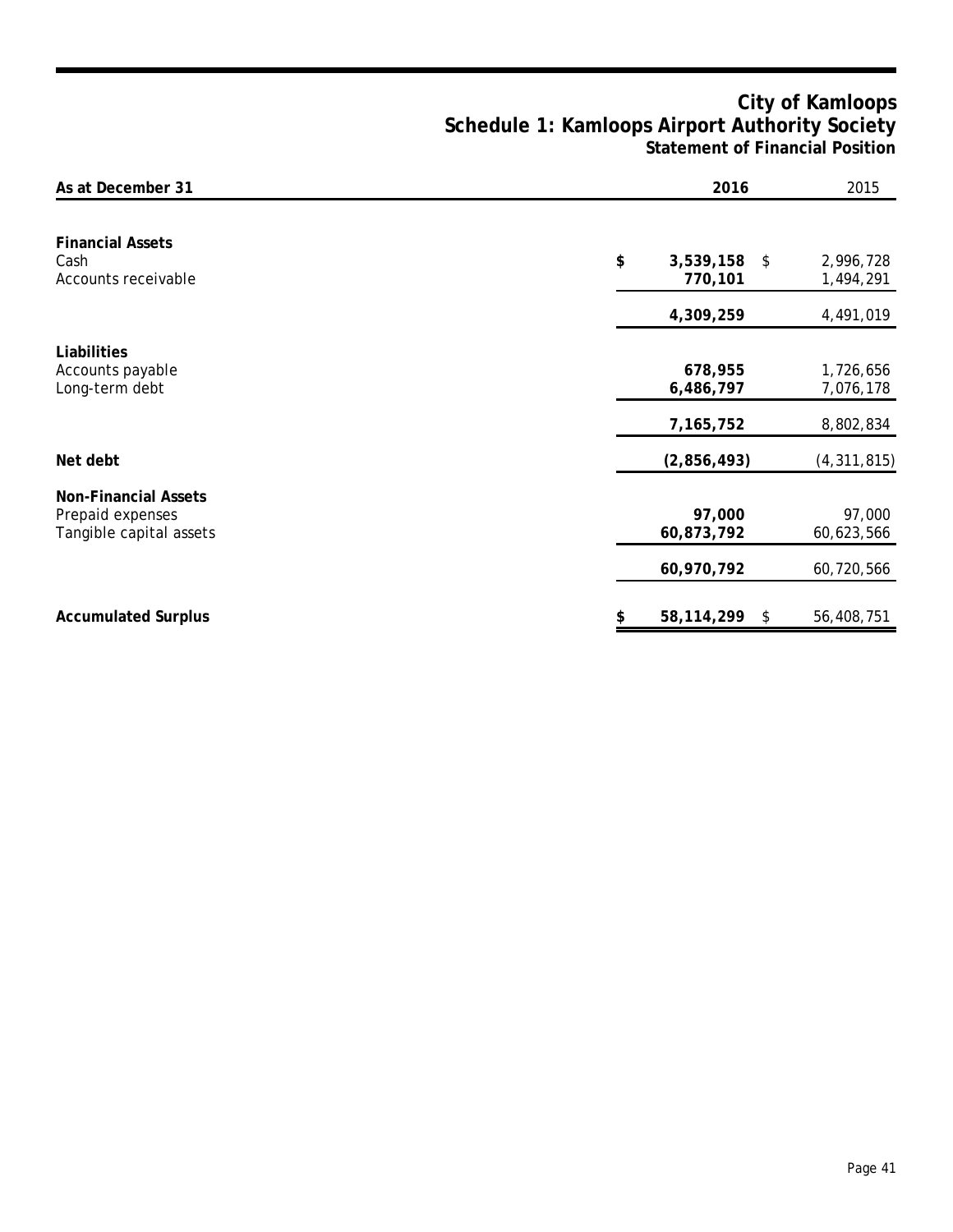# City of Kamloops

## Schedule 1: Kamloops Airport Authority Society

### Statement of Financial Position

| As at December 31 | 2016 | 2015 |
|---|---|---|
| **Financial Assets** | | |
| Cash | **$ 3,539,158** | $ 2,996,728 |
| Accounts receivable | **770,101** | 1,494,291 |
| | **4,309,259** | 4,491,019 |
| **Liabilities** | | |
| Accounts payable | **678,955** | 1,726,656 |
| Long-term debt | **6,486,797** | 7,076,178 |
| | **7,165,752** | 8,802,834 |
| **Net debt** | **(2,856,493)** | (4,311,815) |
| **Non-Financial Assets** | | |
| Prepaid expenses | **97,000** | 97,000 |
| Tangible capital assets | **60,873,792** | 60,623,566 |
| | **60,970,792** | 60,720,566 |
| **Accumulated Surplus** | **$ 58,114,299** | $ 56,408,751 |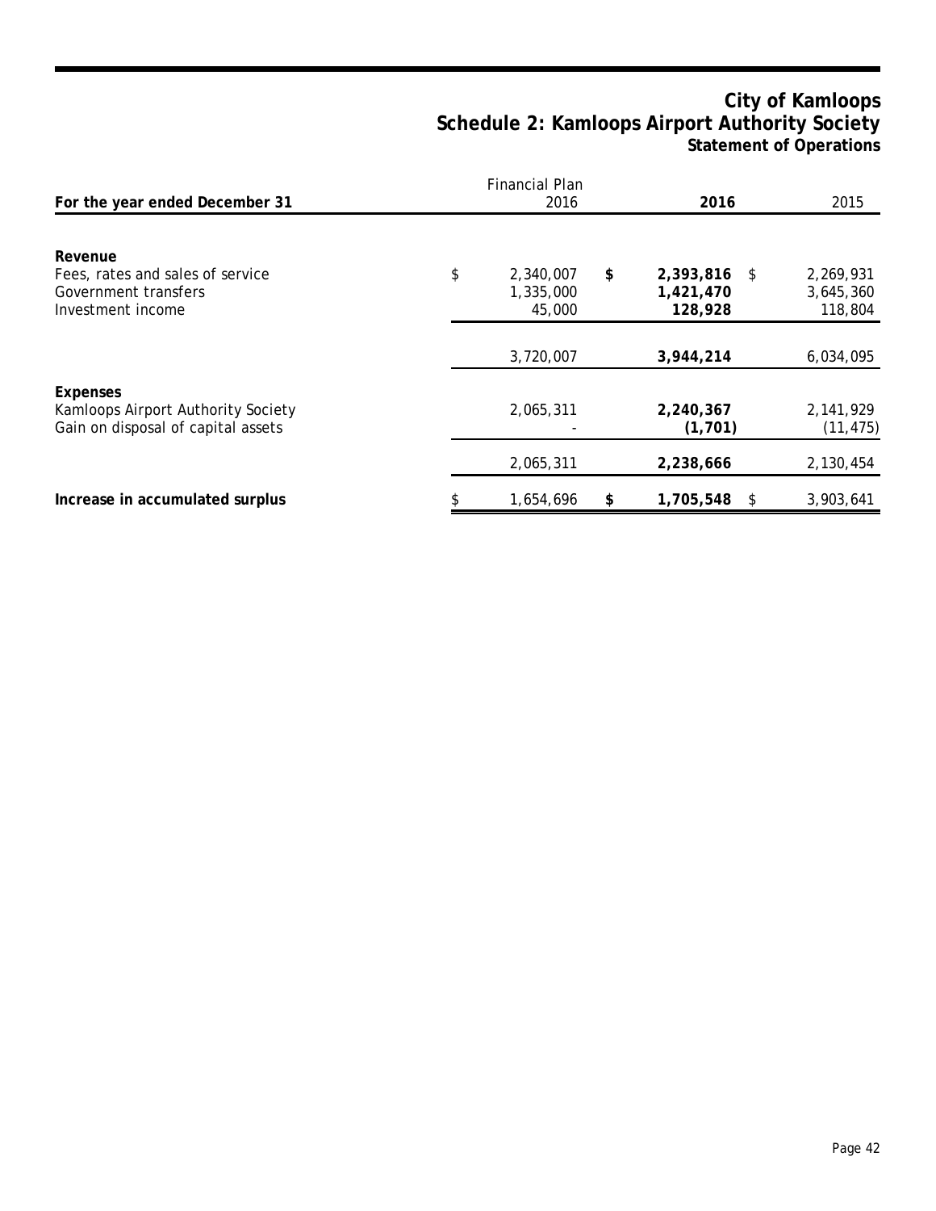# City of Kamloops
## Schedule 2: Kamloops Airport Authority Society
### Statement of Operations

| For the year ended December 31 | Financial Plan 2016 | **2016** | 2015 |
|---|---|---|---|
| **Revenue** | | | |
| Fees, rates and sales of service | $ 2,340,007 | **$ 2,393,816** | $ 2,269,931 |
| Government transfers | 1,335,000 | **1,421,470** | 3,645,360 |
| Investment income | 45,000 | **128,928** | 118,804 |
| | 3,720,007 | **3,944,214** | 6,034,095 |
| **Expenses** | | | |
| Kamloops Airport Authority Society | 2,065,311 | **2,240,367** | 2,141,929 |
| Gain on disposal of capital assets | - | **(1,701)** | (11,475) |
| | 2,065,311 | **2,238,666** | 2,130,454 |
| **Increase in accumulated surplus** | $ 1,654,696 | **$ 1,705,548** | $ 3,903,641 |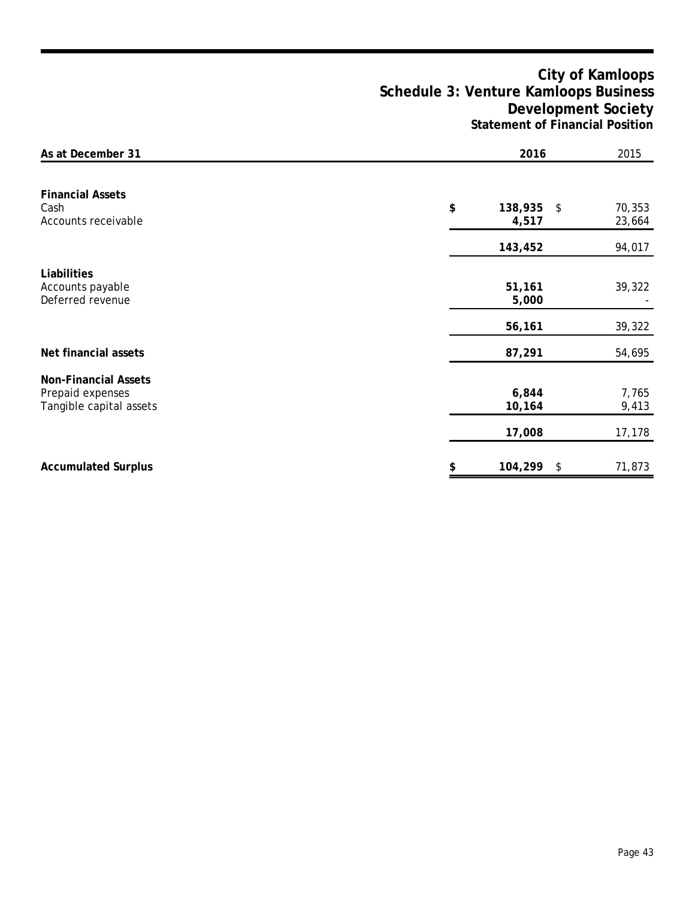# City of Kamloops
## Schedule 3: Venture Kamloops Business Development Society
### Statement of Financial Position

| As at December 31 | 2016 | 2015 |
|---|---|---|
| **Financial Assets** | | |
| Cash | **$ 138,935** | $ 70,353 |
| Accounts receivable | **4,517** | 23,664 |
| | **143,452** | 94,017 |
| **Liabilities** | | |
| Accounts payable | **51,161** | 39,322 |
| Deferred revenue | **5,000** | - |
| | **56,161** | 39,322 |
| **Net financial assets** | **87,291** | 54,695 |
| **Non-Financial Assets** | | |
| Prepaid expenses | **6,844** | 7,765 |
| Tangible capital assets | **10,164** | 9,413 |
| | **17,008** | 17,178 |
| **Accumulated Surplus** | **$ 104,299** | $ 71,873 |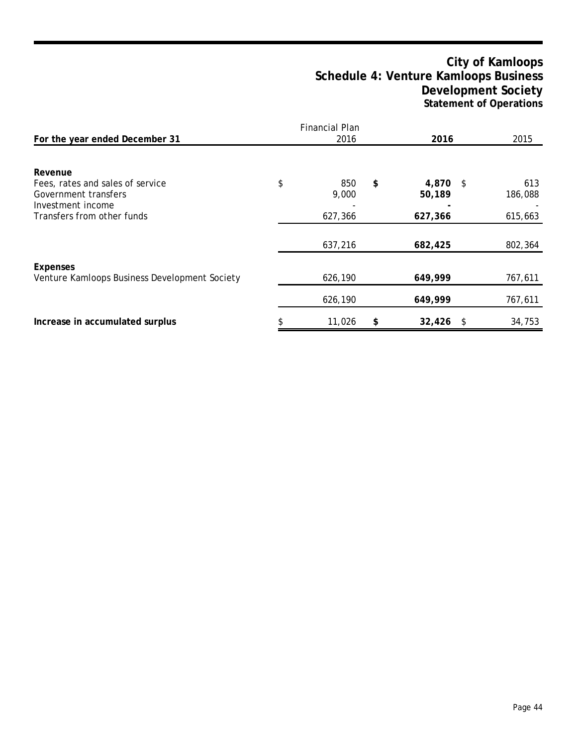# City of Kamloops
## Schedule 4: Venture Kamloops Business Development Society
### Statement of Operations

| For the year ended December 31 | Financial Plan 2016 | **2016** | 2015 |
|---|---|---|---|
| **Revenue** | | | |
| Fees, rates and sales of service | $ 850 | **$ 4,870** | $ 613 |
| Government transfers | 9,000 | **50,189** | 186,088 |
| Investment income | - | **-** | - |
| Transfers from other funds | 627,366 | **627,366** | 615,663 |
| | 637,216 | **682,425** | 802,364 |
| **Expenses** | | | |
| Venture Kamloops Business Development Society | 626,190 | **649,999** | 767,611 |
| | 626,190 | **649,999** | 767,611 |
| **Increase in accumulated surplus** | $ 11,026 | **$ 32,426** | $ 34,753 |